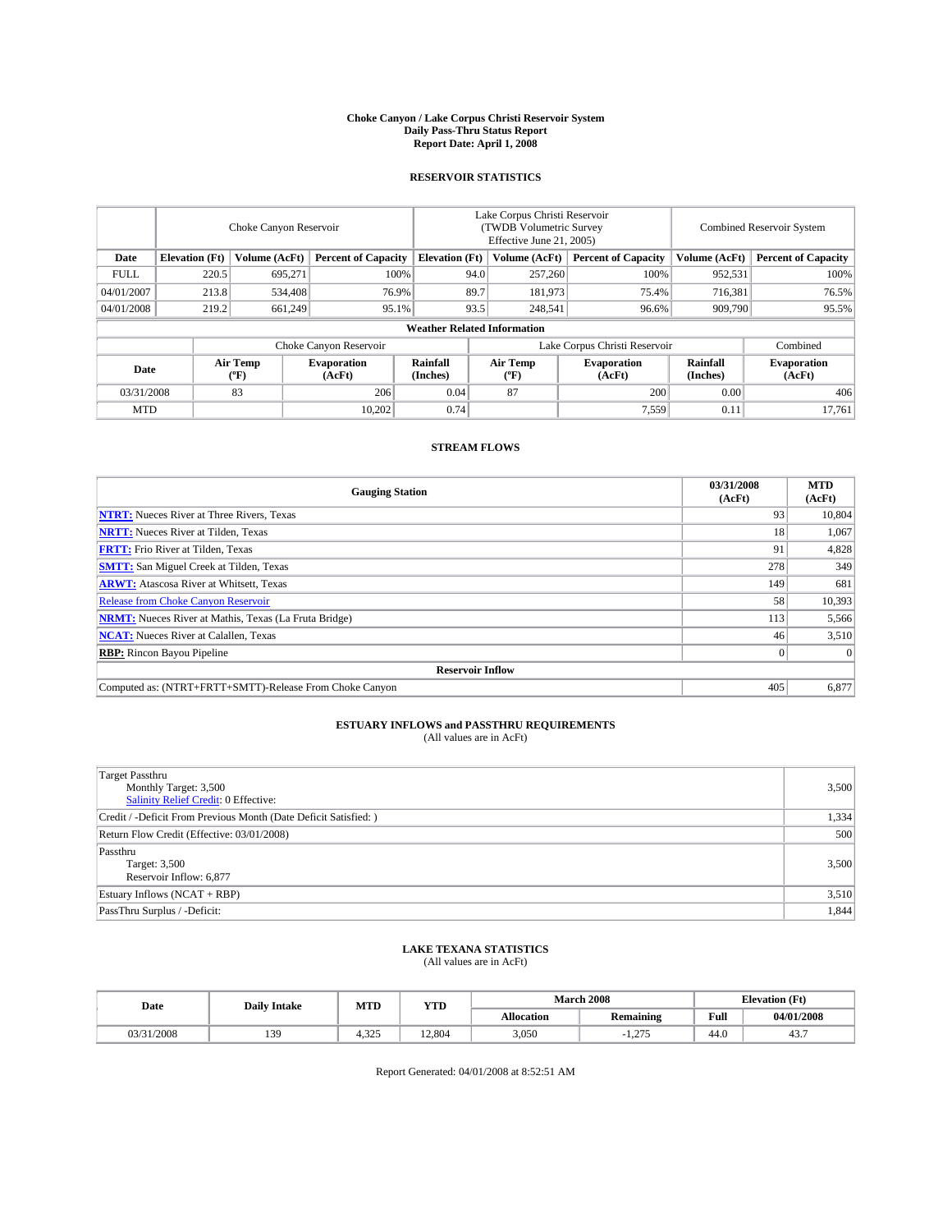# Choke Canyon / Lake Corpus Christi Reservoir System
## Daily Pass-Thru Status Report
## Report Date: April 1, 2008

### RESERVOIR STATISTICS

| | Choke Canyon Reservoir | | | Lake Corpus Christi Reservoir (TWDB Volumetric Survey Effective June 21, 2005) | | | Combined Reservoir System | |
|---|---|---|---|---|---|---|---|---|
| Date | Elevation (Ft) | Volume (AcFt) | Percent of Capacity | Elevation (Ft) | Volume (AcFt) | Percent of Capacity | Volume (AcFt) | Percent of Capacity |
| FULL | 220.5 | 695,271 | 100% | 94.0 | 257,260 | 100% | 952,531 | 100% |
| 04/01/2007 | 213.8 | 534,408 | 76.9% | 89.7 | 181,973 | 75.4% | 716,381 | 76.5% |
| 04/01/2008 | 219.2 | 661,249 | 95.1% | 93.5 | 248,541 | 96.6% | 909,790 | 95.5% |

**Weather Related Information**

| | Choke Canyon Reservoir | | | Lake Corpus Christi Reservoir | | | Combined |
|---|---|---|---|---|---|---|---|
| Date | Air Temp (°F) | Evaporation (AcFt) | Rainfall (Inches) | Air Temp (°F) | Evaporation (AcFt) | Rainfall (Inches) | Evaporation (AcFt) |
| 03/31/2008 | 83 | 206 | 0.04 | 87 | 200 | 0.00 | 406 |
| MTD | | 10,202 | 0.74 | | 7,559 | 0.11 | 17,761 |

### STREAM FLOWS

| Gauging Station | 03/31/2008 (AcFt) | MTD (AcFt) |
|---|---|---|
| **NTRT:** Nueces River at Three Rivers, Texas | 93 | 10,804 |
| **NRTT:** Nueces River at Tilden, Texas | 18 | 1,067 |
| **FRTT:** Frio River at Tilden, Texas | 91 | 4,828 |
| **SMTT:** San Miguel Creek at Tilden, Texas | 278 | 349 |
| **ARWT:** Atascosa River at Whitsett, Texas | 149 | 681 |
| Release from Choke Canyon Reservoir | 58 | 10,393 |
| **NRMT:** Nueces River at Mathis, Texas (La Fruta Bridge) | 113 | 5,566 |
| **NCAT:** Nueces River at Calallen, Texas | 46 | 3,510 |
| **RBP:** Rincon Bayou Pipeline | 0 | 0 |
| **Reservoir Inflow** | | |
| Computed as: (NTRT+FRTT+SMTT)-Release From Choke Canyon | 405 | 6,877 |

### ESTUARY INFLOWS and PASSTHRU REQUIREMENTS
(All values are in AcFt)

| | |
|---|---|
| Target Passthru<br>Monthly Target: 3,500<br>Salinity Relief Credit: 0 Effective: | 3,500 |
| Credit / -Deficit From Previous Month (Date Deficit Satisfied: ) | 1,334 |
| Return Flow Credit (Effective: 03/01/2008) | 500 |
| Passthru<br>Target: 3,500<br>Reservoir Inflow: 6,877 | 3,500 |
| Estuary Inflows (NCAT + RBP) | 3,510 |
| PassThru Surplus / -Deficit: | 1,844 |

### LAKE TEXANA STATISTICS
(All values are in AcFt)

| Date | Daily Intake | MTD | YTD | March 2008 | | Elevation (Ft) | |
|---|---|---|---|---|---|---|---|
| | | | | Allocation | Remaining | Full | 04/01/2008 |
| 03/31/2008 | 139 | 4,325 | 12,804 | 3,050 | -1,275 | 44.0 | 43.7 |

Report Generated: 04/01/2008 at 8:52:51 AM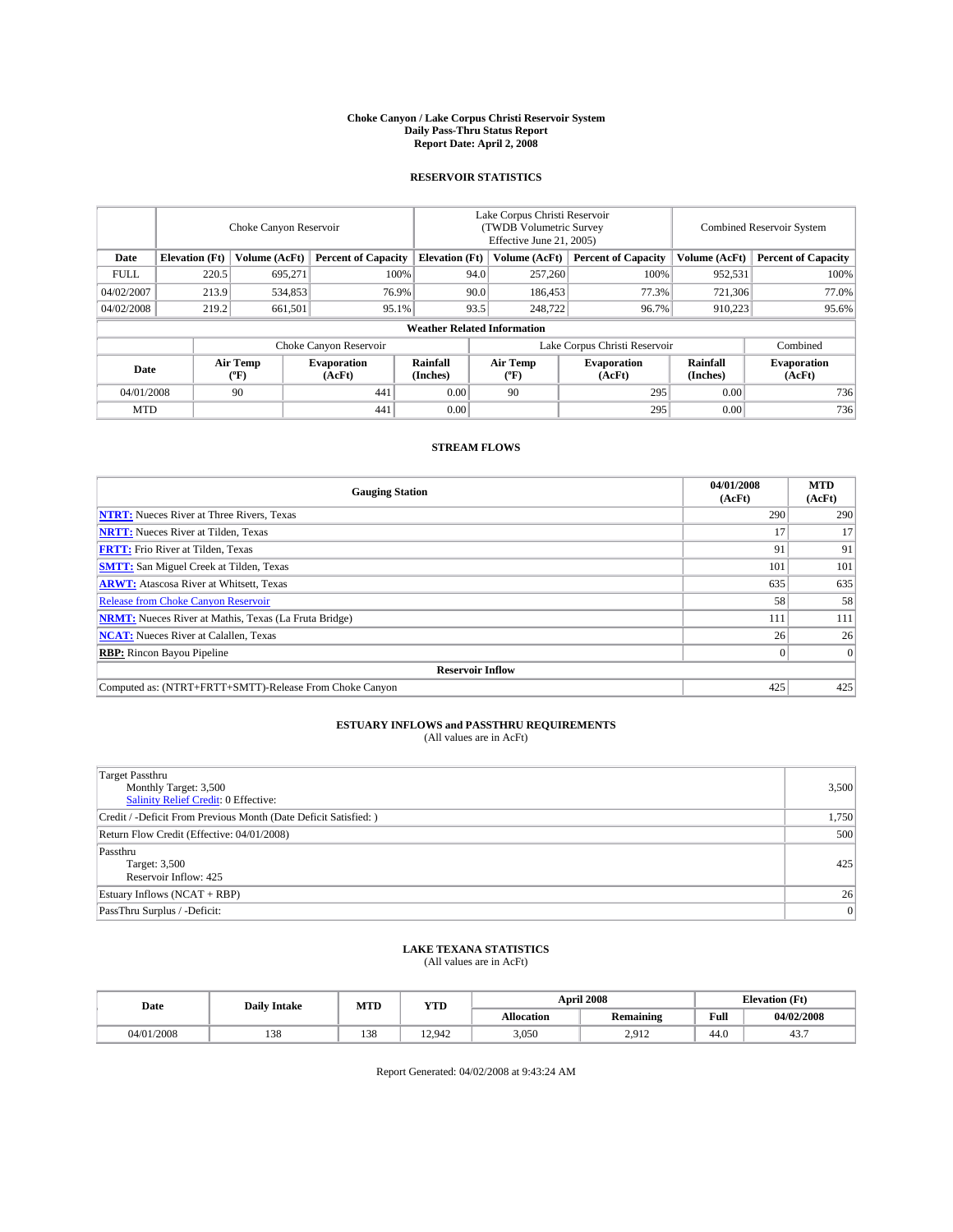# Choke Canyon / Lake Corpus Christi Reservoir System
## Daily Pass-Thru Status Report
## Report Date: April 2, 2008

### RESERVOIR STATISTICS

| | Choke Canyon Reservoir | | | Lake Corpus Christi Reservoir (TWDB Volumetric Survey Effective June 21, 2005) | | | Combined Reservoir System | |
|---|---|---|---|---|---|---|---|---|
| Date | Elevation (Ft) | Volume (AcFt) | Percent of Capacity | Elevation (Ft) | Volume (AcFt) | Percent of Capacity | Volume (AcFt) | Percent of Capacity |
| FULL | 220.5 | 695,271 | 100% | 94.0 | 257,260 | 100% | 952,531 | 100% |
| 04/02/2007 | 213.9 | 534,853 | 76.9% | 90.0 | 186,453 | 77.3% | 721,306 | 77.0% |
| 04/02/2008 | 219.2 | 661,501 | 95.1% | 93.5 | 248,722 | 96.7% | 910,223 | 95.6% |

**Weather Related Information**

| | Choke Canyon Reservoir | | | Lake Corpus Christi Reservoir | | | Combined |
|---|---|---|---|---|---|---|---|
| Date | Air Temp (°F) | Evaporation (AcFt) | Rainfall (Inches) | Air Temp (°F) | Evaporation (AcFt) | Rainfall (Inches) | Evaporation (AcFt) |
| 04/01/2008 | 90 | 441 | 0.00 | 90 | 295 | 0.00 | 736 |
| MTD | | 441 | 0.00 | | 295 | 0.00 | 736 |

### STREAM FLOWS

| Gauging Station | 04/01/2008 (AcFt) | MTD (AcFt) |
|---|---|---|
| NTRT: Nueces River at Three Rivers, Texas | 290 | 290 |
| NRTT: Nueces River at Tilden, Texas | 17 | 17 |
| FRTT: Frio River at Tilden, Texas | 91 | 91 |
| SMTT: San Miguel Creek at Tilden, Texas | 101 | 101 |
| ARWT: Atascosa River at Whitsett, Texas | 635 | 635 |
| Release from Choke Canyon Reservoir | 58 | 58 |
| NRMT: Nueces River at Mathis, Texas (La Fruta Bridge) | 111 | 111 |
| NCAT: Nueces River at Calallen, Texas | 26 | 26 |
| RBP: Rincon Bayou Pipeline | 0 | 0 |
| **Reservoir Inflow** | | |
| Computed as: (NTRT+FRTT+SMTT)-Release From Choke Canyon | 425 | 425 |

### ESTUARY INFLOWS and PASSTHRU REQUIREMENTS
(All values are in AcFt)

| | |
|---|---|
| Target Passthru<br>Monthly Target: 3,500<br>Salinity Relief Credit: 0 Effective: | 3,500 |
| Credit / -Deficit From Previous Month (Date Deficit Satisfied: ) | 1,750 |
| Return Flow Credit (Effective: 04/01/2008) | 500 |
| Passthru<br>Target: 3,500<br>Reservoir Inflow: 425 | 425 |
| Estuary Inflows (NCAT + RBP) | 26 |
| PassThru Surplus / -Deficit: | 0 |

### LAKE TEXANA STATISTICS
(All values are in AcFt)

| Date | Daily Intake | MTD | YTD | April 2008 | | Elevation (Ft) | |
|---|---|---|---|---|---|---|---|
| | | | | Allocation | Remaining | Full | 04/02/2008 |
| 04/01/2008 | 138 | 138 | 12,942 | 3,050 | 2,912 | 44.0 | 43.7 |

Report Generated: 04/02/2008 at 9:43:24 AM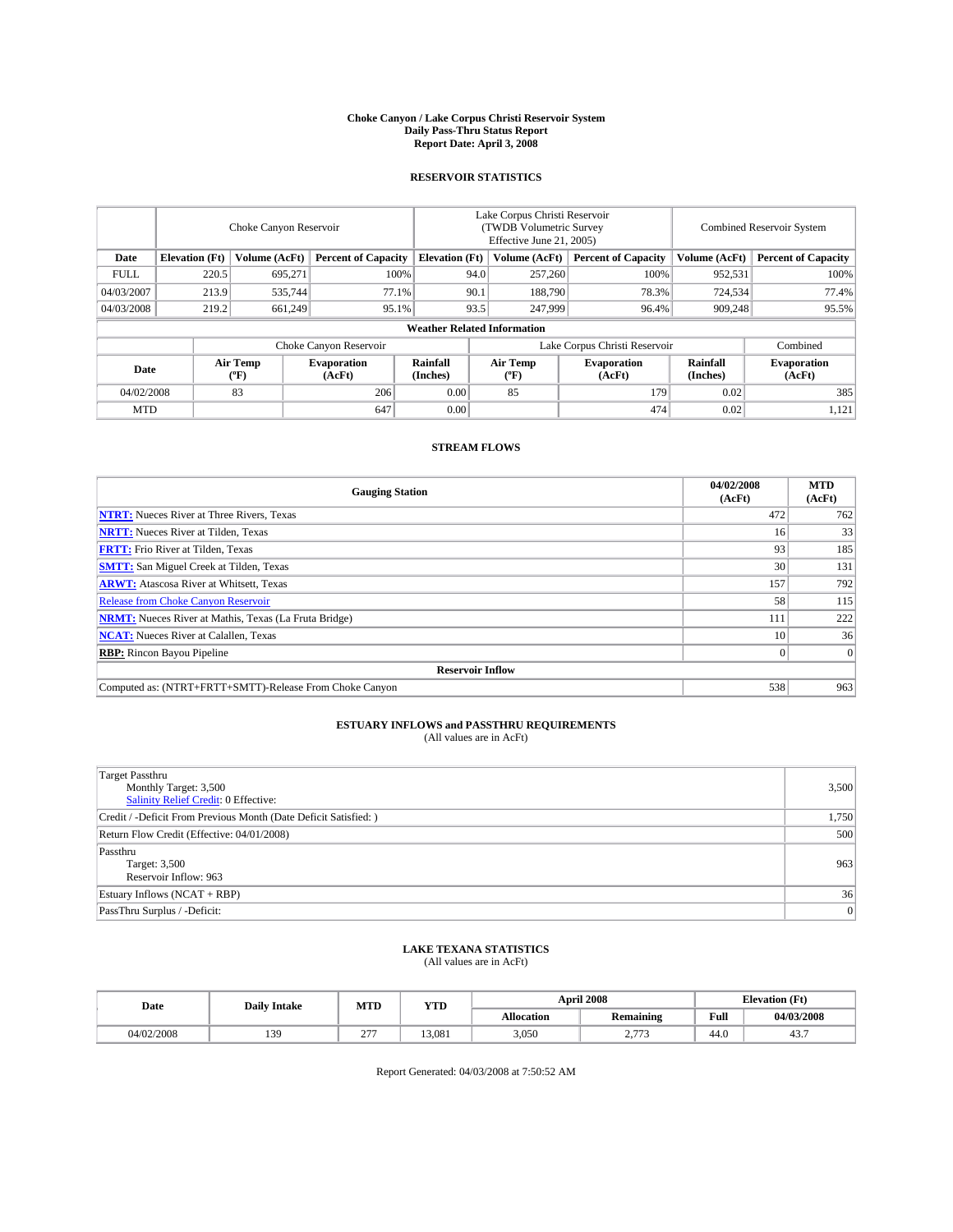# Choke Canyon / Lake Corpus Christi Reservoir System
## Daily Pass-Thru Status Report
### Report Date: April 3, 2008

## RESERVOIR STATISTICS

| | Choke Canyon Reservoir | | | Lake Corpus Christi Reservoir (TWDB Volumetric Survey Effective June 21, 2005) | | | Combined Reservoir System | |
|---|---|---|---|---|---|---|---|---|
| Date | Elevation (Ft) | Volume (AcFt) | Percent of Capacity | Elevation (Ft) | Volume (AcFt) | Percent of Capacity | Volume (AcFt) | Percent of Capacity |
| FULL | 220.5 | 695,271 | 100% | 94.0 | 257,260 | 100% | 952,531 | 100% |
| 04/03/2007 | 213.9 | 535,744 | 77.1% | 90.1 | 188,790 | 78.3% | 724,534 | 77.4% |
| 04/03/2008 | 219.2 | 661,249 | 95.1% | 93.5 | 247,999 | 96.4% | 909,248 | 95.5% |

### Weather Related Information

| | Choke Canyon Reservoir | | | Lake Corpus Christi Reservoir | | | Combined |
|---|---|---|---|---|---|---|---|
| Date | Air Temp (ºF) | Evaporation (AcFt) | Rainfall (Inches) | Air Temp (ºF) | Evaporation (AcFt) | Rainfall (Inches) | Evaporation (AcFt) |
| 04/02/2008 | 83 | 206 | 0.00 | 85 | 179 | 0.02 | 385 |
| MTD | | 647 | 0.00 | | 474 | 0.02 | 1,121 |

## STREAM FLOWS

| Gauging Station | 04/02/2008 (AcFt) | MTD (AcFt) |
|---|---|---|
| **NTRT:** Nueces River at Three Rivers, Texas | 472 | 762 |
| **NRTT:** Nueces River at Tilden, Texas | 16 | 33 |
| **FRTT:** Frio River at Tilden, Texas | 93 | 185 |
| **SMTT:** San Miguel Creek at Tilden, Texas | 30 | 131 |
| **ARWT:** Atascosa River at Whitsett, Texas | 157 | 792 |
| Release from Choke Canyon Reservoir | 58 | 115 |
| **NRMT:** Nueces River at Mathis, Texas (La Fruta Bridge) | 111 | 222 |
| **NCAT:** Nueces River at Calallen, Texas | 10 | 36 |
| **RBP:** Rincon Bayou Pipeline | 0 | 0 |
| **Reservoir Inflow** | | |
| Computed as: (NTRT+FRTT+SMTT)-Release From Choke Canyon | 538 | 963 |

## ESTUARY INFLOWS and PASSTHRU REQUIREMENTS
(All values are in AcFt)

| | |
|---|---|
| Target Passthru<br>Monthly Target: 3,500<br>Salinity Relief Credit: 0 Effective: | 3,500 |
| Credit / -Deficit From Previous Month (Date Deficit Satisfied: ) | 1,750 |
| Return Flow Credit (Effective: 04/01/2008) | 500 |
| Passthru<br>Target: 3,500<br>Reservoir Inflow: 963 | 963 |
| Estuary Inflows (NCAT + RBP) | 36 |
| PassThru Surplus / -Deficit: | 0 |

## LAKE TEXANA STATISTICS
(All values are in AcFt)

| Date | Daily Intake | MTD | YTD | April 2008 | | Elevation (Ft) | |
|---|---|---|---|---|---|---|---|
| | | | | Allocation | Remaining | Full | 04/03/2008 |
| 04/02/2008 | 139 | 277 | 13,081 | 3,050 | 2,773 | 44.0 | 43.7 |

Report Generated: 04/03/2008 at 7:50:52 AM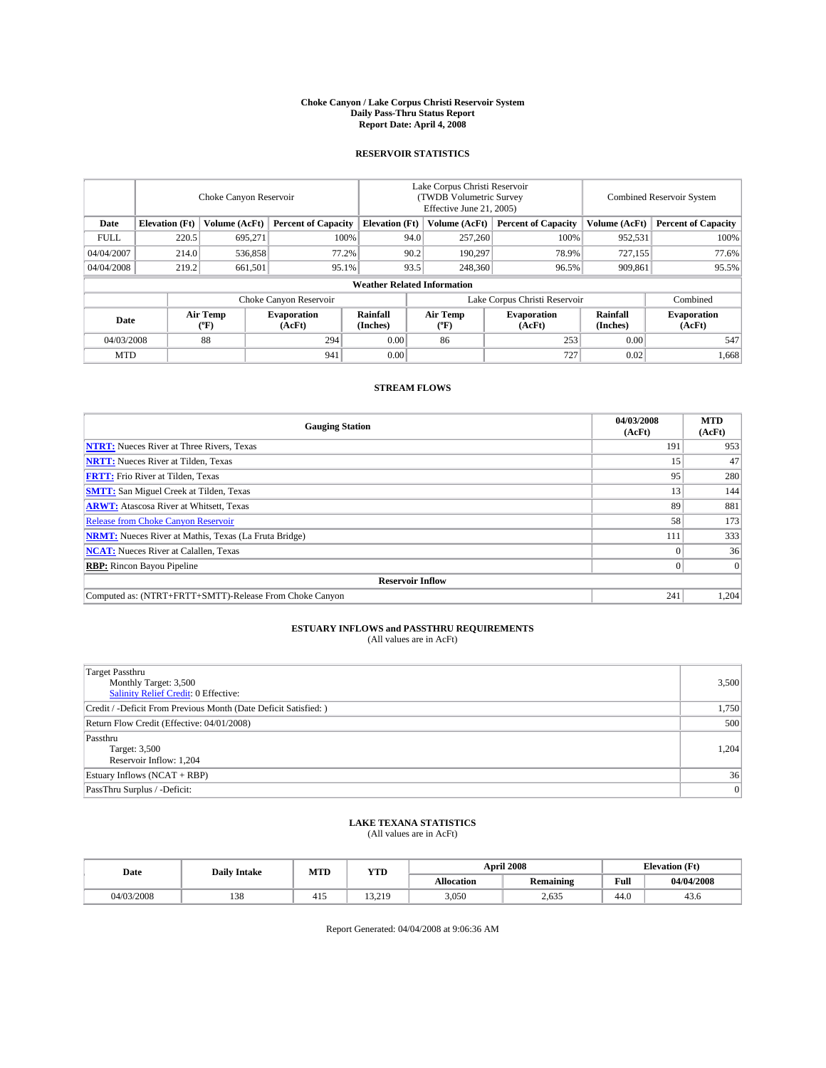# Choke Canyon / Lake Corpus Christi Reservoir System
## Daily Pass-Thru Status Report
### Report Date: April 4, 2008

## RESERVOIR STATISTICS

| | Choke Canyon Reservoir | | | Lake Corpus Christi Reservoir (TWDB Volumetric Survey Effective June 21, 2005) | | | Combined Reservoir System | |
|---|---|---|---|---|---|---|---|---|
| Date | Elevation (Ft) | Volume (AcFt) | Percent of Capacity | Elevation (Ft) | Volume (AcFt) | Percent of Capacity | Volume (AcFt) | Percent of Capacity |
| FULL | 220.5 | 695,271 | 100% | 94.0 | 257,260 | 100% | 952,531 | 100% |
| 04/04/2007 | 214.0 | 536,858 | 77.2% | 90.2 | 190,297 | 78.9% | 727,155 | 77.6% |
| 04/04/2008 | 219.2 | 661,501 | 95.1% | 93.5 | 248,360 | 96.5% | 909,861 | 95.5% |

**Weather Related Information**

| | Choke Canyon Reservoir | | | Lake Corpus Christi Reservoir | | | Combined |
|---|---|---|---|---|---|---|---|
| Date | Air Temp (°F) | Evaporation (AcFt) | Rainfall (Inches) | Air Temp (°F) | Evaporation (AcFt) | Rainfall (Inches) | Evaporation (AcFt) |
| 04/03/2008 | 88 | 294 | 0.00 | 86 | 253 | 0.00 | 547 |
| MTD | | 941 | 0.00 | | 727 | 0.02 | 1,668 |

## STREAM FLOWS

| Gauging Station | 04/03/2008 (AcFt) | MTD (AcFt) |
|---|---|---|
| **NTRT:** Nueces River at Three Rivers, Texas | 191 | 953 |
| **NRTT:** Nueces River at Tilden, Texas | 15 | 47 |
| **FRTT:** Frio River at Tilden, Texas | 95 | 280 |
| **SMTT:** San Miguel Creek at Tilden, Texas | 13 | 144 |
| **ARWT:** Atascosa River at Whitsett, Texas | 89 | 881 |
| Release from Choke Canyon Reservoir | 58 | 173 |
| **NRMT:** Nueces River at Mathis, Texas (La Fruta Bridge) | 111 | 333 |
| **NCAT:** Nueces River at Calallen, Texas | 0 | 36 |
| **RBP:** Rincon Bayou Pipeline | 0 | 0 |
| **Reservoir Inflow** | | |
| Computed as: (NTRT+FRTT+SMTT)-Release From Choke Canyon | 241 | 1,204 |

## ESTUARY INFLOWS and PASSTHRU REQUIREMENTS
(All values are in AcFt)

| | |
|---|---|
| Target Passthru<br>Monthly Target: 3,500<br>Salinity Relief Credit: 0 Effective: | 3,500 |
| Credit / -Deficit From Previous Month (Date Deficit Satisfied: ) | 1,750 |
| Return Flow Credit (Effective: 04/01/2008) | 500 |
| Passthru<br>Target: 3,500<br>Reservoir Inflow: 1,204 | 1,204 |
| Estuary Inflows (NCAT + RBP) | 36 |
| PassThru Surplus / -Deficit: | 0 |

## LAKE TEXANA STATISTICS
(All values are in AcFt)

| Date | Daily Intake | MTD | YTD | April 2008 | | Elevation (Ft) | |
|---|---|---|---|---|---|---|---|
| | | | | Allocation | Remaining | Full | 04/04/2008 |
| 04/03/2008 | 138 | 415 | 13,219 | 3,050 | 2,635 | 44.0 | 43.6 |

Report Generated: 04/04/2008 at 9:06:36 AM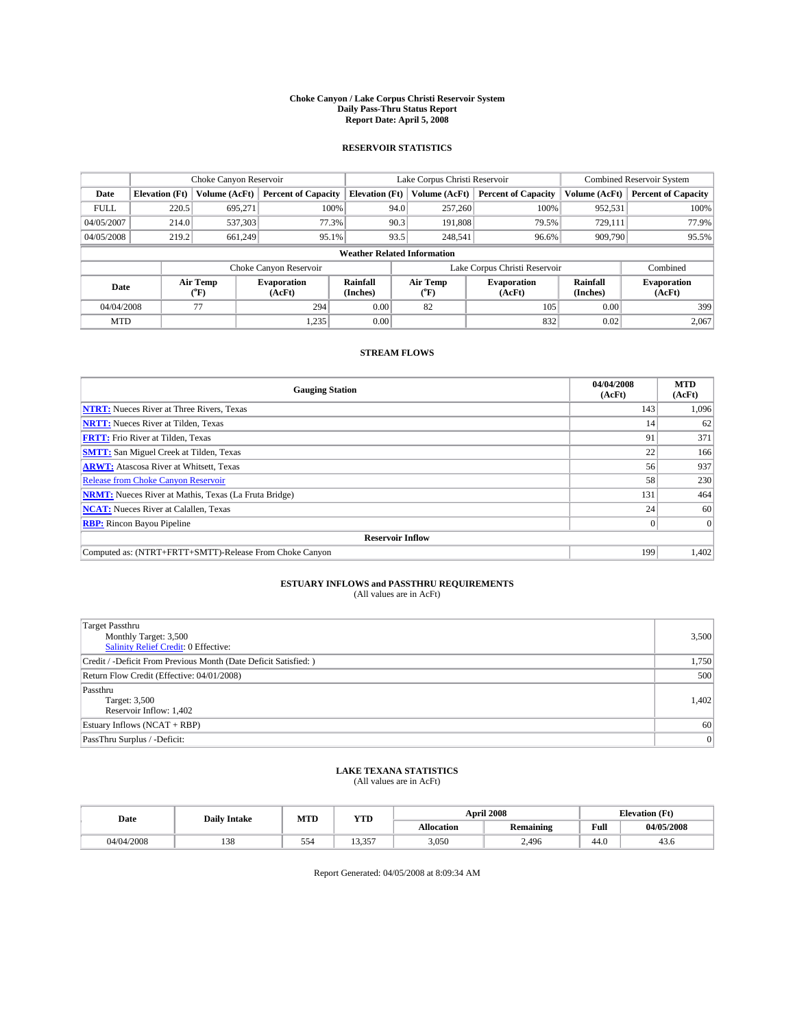**Choke Canyon / Lake Corpus Christi Reservoir System**
**Daily Pass-Thru Status Report**
**Report Date: April 5, 2008**

## RESERVOIR STATISTICS

| | Choke Canyon Reservoir | | | Lake Corpus Christi Reservoir | | | Combined Reservoir System | |
|---|---|---|---|---|---|---|---|---|
| Date | Elevation (Ft) | Volume (AcFt) | Percent of Capacity | Elevation (Ft) | Volume (AcFt) | Percent of Capacity | Volume (AcFt) | Percent of Capacity |
| FULL | 220.5 | 695,271 | 100% | 94.0 | 257,260 | 100% | 952,531 | 100% |
| 04/05/2007 | 214.0 | 537,303 | 77.3% | 90.3 | 191,808 | 79.5% | 729,111 | 77.9% |
| 04/05/2008 | 219.2 | 661,249 | 95.1% | 93.5 | 248,541 | 96.6% | 909,790 | 95.5% |

**Weather Related Information**

| | Choke Canyon Reservoir | | | Lake Corpus Christi Reservoir | | | Combined |
|---|---|---|---|---|---|---|---|
| Date | Air Temp (°F) | Evaporation (AcFt) | Rainfall (Inches) | Air Temp (°F) | Evaporation (AcFt) | Rainfall (Inches) | Evaporation (AcFt) |
| 04/04/2008 | 77 | 294 | 0.00 | 82 | 105 | 0.00 | 399 |
| MTD | | 1,235 | 0.00 | | 832 | 0.02 | 2,067 |

## STREAM FLOWS

| Gauging Station | 04/04/2008 (AcFt) | MTD (AcFt) |
|---|---|---|
| **NTRT:** Nueces River at Three Rivers, Texas | 143 | 1,096 |
| **NRTT:** Nueces River at Tilden, Texas | 14 | 62 |
| **FRTT:** Frio River at Tilden, Texas | 91 | 371 |
| **SMTT:** San Miguel Creek at Tilden, Texas | 22 | 166 |
| **ARWT:** Atascosa River at Whitsett, Texas | 56 | 937 |
| Release from Choke Canyon Reservoir | 58 | 230 |
| **NRMT:** Nueces River at Mathis, Texas (La Fruta Bridge) | 131 | 464 |
| **NCAT:** Nueces River at Calallen, Texas | 24 | 60 |
| **RBP:** Rincon Bayou Pipeline | 0 | 0 |
| **Reservoir Inflow** | | |
| Computed as: (NTRT+FRTT+SMTT)-Release From Choke Canyon | 199 | 1,402 |

## ESTUARY INFLOWS and PASSTHRU REQUIREMENTS
(All values are in AcFt)

| | |
|---|---|
| Target Passthru<br>Monthly Target: 3,500<br>Salinity Relief Credit: 0 Effective: | 3,500 |
| Credit / -Deficit From Previous Month (Date Deficit Satisfied: ) | 1,750 |
| Return Flow Credit (Effective: 04/01/2008) | 500 |
| Passthru<br>Target: 3,500<br>Reservoir Inflow: 1,402 | 1,402 |
| Estuary Inflows (NCAT + RBP) | 60 |
| PassThru Surplus / -Deficit: | 0 |

## LAKE TEXANA STATISTICS
(All values are in AcFt)

| Date | Daily Intake | MTD | YTD | April 2008 | | Elevation (Ft) | |
|---|---|---|---|---|---|---|---|
| | | | | Allocation | Remaining | Full | 04/05/2008 |
| 04/04/2008 | 138 | 554 | 13,357 | 3,050 | 2,496 | 44.0 | 43.6 |

Report Generated: 04/05/2008 at 8:09:34 AM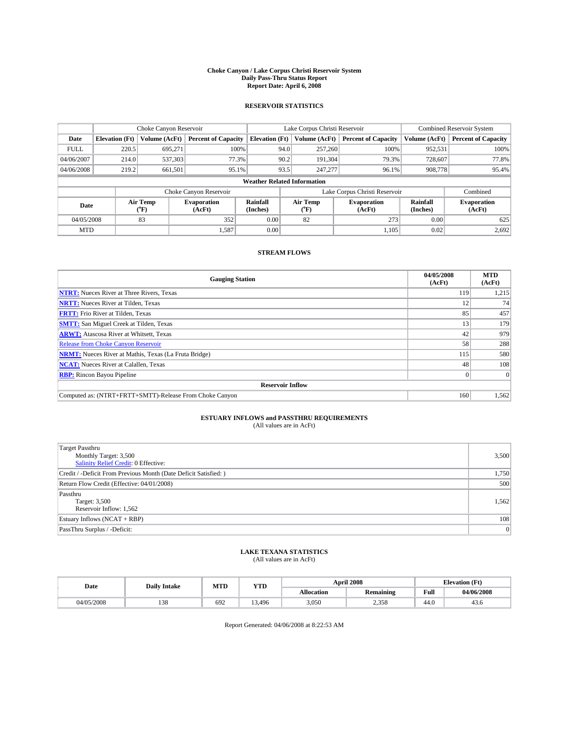# Choke Canyon / Lake Corpus Christi Reservoir System
## Daily Pass-Thru Status Report
## Report Date: April 6, 2008

### RESERVOIR STATISTICS

| | Choke Canyon Reservoir | | | Lake Corpus Christi Reservoir | | | Combined Reservoir System | |
|---|---|---|---|---|---|---|---|---|
| Date | Elevation (Ft) | Volume (AcFt) | Percent of Capacity | Elevation (Ft) | Volume (AcFt) | Percent of Capacity | Volume (AcFt) | Percent of Capacity |
| FULL | 220.5 | 695,271 | 100% | 94.0 | 257,260 | 100% | 952,531 | 100% |
| 04/06/2007 | 214.0 | 537,303 | 77.3% | 90.2 | 191,304 | 79.3% | 728,607 | 77.8% |
| 04/06/2008 | 219.2 | 661,501 | 95.1% | 93.5 | 247,277 | 96.1% | 908,778 | 95.4% |

**Weather Related Information**

| | Choke Canyon Reservoir | | | Lake Corpus Christi Reservoir | | | Combined |
|---|---|---|---|---|---|---|---|
| Date | Air Temp (°F) | Evaporation (AcFt) | Rainfall (Inches) | Air Temp (°F) | Evaporation (AcFt) | Rainfall (Inches) | Evaporation (AcFt) |
| 04/05/2008 | 83 | 352 | 0.00 | 82 | 273 | 0.00 | 625 |
| MTD | | 1,587 | 0.00 | | 1,105 | 0.02 | 2,692 |

### STREAM FLOWS

| Gauging Station | 04/05/2008 (AcFt) | MTD (AcFt) |
|---|---|---|
| NTRT: Nueces River at Three Rivers, Texas | 119 | 1,215 |
| NRTT: Nueces River at Tilden, Texas | 12 | 74 |
| FRTT: Frio River at Tilden, Texas | 85 | 457 |
| SMTT: San Miguel Creek at Tilden, Texas | 13 | 179 |
| ARWT: Atascosa River at Whitsett, Texas | 42 | 979 |
| Release from Choke Canyon Reservoir | 58 | 288 |
| NRMT: Nueces River at Mathis, Texas (La Fruta Bridge) | 115 | 580 |
| NCAT: Nueces River at Calallen, Texas | 48 | 108 |
| RBP: Rincon Bayou Pipeline | 0 | 0 |
| **Reservoir Inflow** | | |
| Computed as: (NTRT+FRTT+SMTT)-Release From Choke Canyon | 160 | 1,562 |

### ESTUARY INFLOWS and PASSTHRU REQUIREMENTS
(All values are in AcFt)

| | |
|---|---|
| Target Passthru<br>Monthly Target: 3,500<br>Salinity Relief Credit: 0 Effective: | 3,500 |
| Credit / -Deficit From Previous Month (Date Deficit Satisfied: ) | 1,750 |
| Return Flow Credit (Effective: 04/01/2008) | 500 |
| Passthru<br>Target: 3,500<br>Reservoir Inflow: 1,562 | 1,562 |
| Estuary Inflows (NCAT + RBP) | 108 |
| PassThru Surplus / -Deficit: | 0 |

### LAKE TEXANA STATISTICS
(All values are in AcFt)

| Date | Daily Intake | MTD | YTD | April 2008 | | Elevation (Ft) | |
|---|---|---|---|---|---|---|---|
| | | | | Allocation | Remaining | Full | 04/06/2008 |
| 04/05/2008 | 138 | 692 | 13,496 | 3,050 | 2,358 | 44.0 | 43.6 |

Report Generated: 04/06/2008 at 8:22:53 AM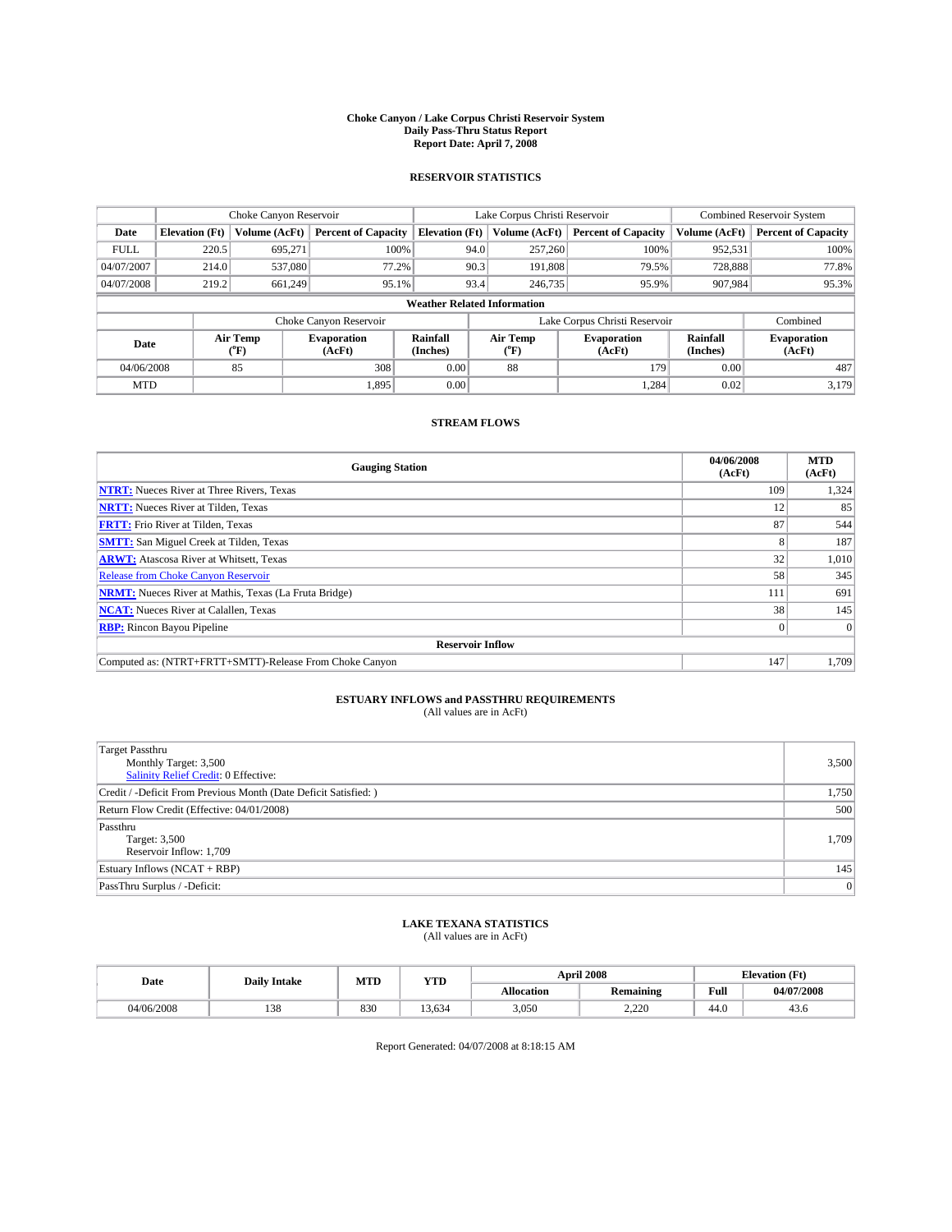# Choke Canyon / Lake Corpus Christi Reservoir System
## Daily Pass-Thru Status Report
## Report Date: April 7, 2008

### RESERVOIR STATISTICS

| | Choke Canyon Reservoir | | | Lake Corpus Christi Reservoir | | | Combined Reservoir System | |
|---|---|---|---|---|---|---|---|---|
| Date | Elevation (Ft) | Volume (AcFt) | Percent of Capacity | Elevation (Ft) | Volume (AcFt) | Percent of Capacity | Volume (AcFt) | Percent of Capacity |
| FULL | 220.5 | 695,271 | 100% | 94.0 | 257,260 | 100% | 952,531 | 100% |
| 04/07/2007 | 214.0 | 537,080 | 77.2% | 90.3 | 191,808 | 79.5% | 728,888 | 77.8% |
| 04/07/2008 | 219.2 | 661,249 | 95.1% | 93.4 | 246,735 | 95.9% | 907,984 | 95.3% |

**Weather Related Information**

| | Choke Canyon Reservoir | | | Lake Corpus Christi Reservoir | | | Combined |
|---|---|---|---|---|---|---|---|
| Date | Air Temp (°F) | Evaporation (AcFt) | Rainfall (Inches) | Air Temp (°F) | Evaporation (AcFt) | Rainfall (Inches) | Evaporation (AcFt) |
| 04/06/2008 | 85 | 308 | 0.00 | 88 | 179 | 0.00 | 487 |
| MTD | | 1,895 | 0.00 | | 1,284 | 0.02 | 3,179 |

### STREAM FLOWS

| Gauging Station | 04/06/2008 (AcFt) | MTD (AcFt) |
|---|---|---|
| NTRT: Nueces River at Three Rivers, Texas | 109 | 1,324 |
| NRTT: Nueces River at Tilden, Texas | 12 | 85 |
| FRTT: Frio River at Tilden, Texas | 87 | 544 |
| SMTT: San Miguel Creek at Tilden, Texas | 8 | 187 |
| ARWT: Atascosa River at Whitsett, Texas | 32 | 1,010 |
| Release from Choke Canyon Reservoir | 58 | 345 |
| NRMT: Nueces River at Mathis, Texas (La Fruta Bridge) | 111 | 691 |
| NCAT: Nueces River at Calallen, Texas | 38 | 145 |
| RBP: Rincon Bayou Pipeline | 0 | 0 |
| **Reservoir Inflow** | | |
| Computed as: (NTRT+FRTT+SMTT)-Release From Choke Canyon | 147 | 1,709 |

### ESTUARY INFLOWS and PASSTHRU REQUIREMENTS
(All values are in AcFt)

| | |
|---|---|
| Target Passthru<br>Monthly Target: 3,500<br>Salinity Relief Credit: 0 Effective: | 3,500 |
| Credit / -Deficit From Previous Month (Date Deficit Satisfied: ) | 1,750 |
| Return Flow Credit (Effective: 04/01/2008) | 500 |
| Passthru<br>Target: 3,500<br>Reservoir Inflow: 1,709 | 1,709 |
| Estuary Inflows (NCAT + RBP) | 145 |
| PassThru Surplus / -Deficit: | 0 |

### LAKE TEXANA STATISTICS
(All values are in AcFt)

| Date | Daily Intake | MTD | YTD | April 2008 | | Elevation (Ft) | |
|---|---|---|---|---|---|---|---|
| | | | | Allocation | Remaining | Full | 04/07/2008 |
| 04/06/2008 | 138 | 830 | 13,634 | 3,050 | 2,220 | 44.0 | 43.6 |

Report Generated: 04/07/2008 at 8:18:15 AM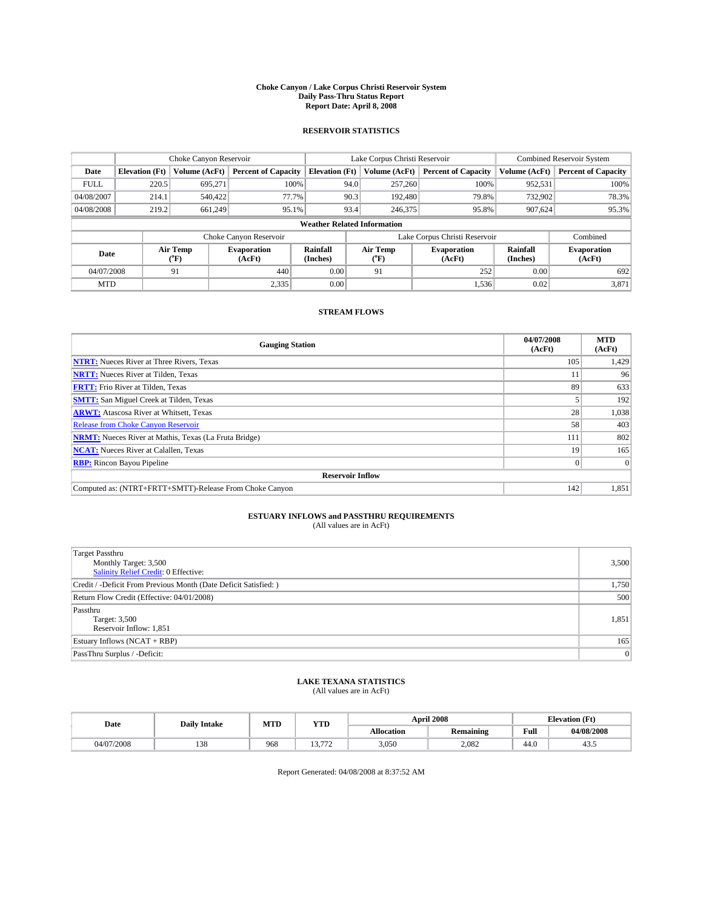# Choke Canyon / Lake Corpus Christi Reservoir System
## Daily Pass-Thru Status Report
### Report Date: April 8, 2008

## RESERVOIR STATISTICS

| | Choke Canyon Reservoir | | | Lake Corpus Christi Reservoir | | | Combined Reservoir System | |
|---|---|---|---|---|---|---|---|---|
| Date | Elevation (Ft) | Volume (AcFt) | Percent of Capacity | Elevation (Ft) | Volume (AcFt) | Percent of Capacity | Volume (AcFt) | Percent of Capacity |
| FULL | 220.5 | 695,271 | 100% | 94.0 | 257,260 | 100% | 952,531 | 100% |
| 04/08/2007 | 214.1 | 540,422 | 77.7% | 90.3 | 192,480 | 79.8% | 732,902 | 78.3% |
| 04/08/2008 | 219.2 | 661,249 | 95.1% | 93.4 | 246,375 | 95.8% | 907,624 | 95.3% |

**Weather Related Information**

| | Choke Canyon Reservoir | | | Lake Corpus Christi Reservoir | | | Combined |
|---|---|---|---|---|---|---|---|
| Date | Air Temp (°F) | Evaporation (AcFt) | Rainfall (Inches) | Air Temp (°F) | Evaporation (AcFt) | Rainfall (Inches) | Evaporation (AcFt) |
| 04/07/2008 | 91 | 440 | 0.00 | 91 | 252 | 0.00 | 692 |
| MTD | | 2,335 | 0.00 | | 1,536 | 0.02 | 3,871 |

## STREAM FLOWS

| Gauging Station | 04/07/2008 (AcFt) | MTD (AcFt) |
|---|---|---|
| NTRT: Nueces River at Three Rivers, Texas | 105 | 1,429 |
| NRTT: Nueces River at Tilden, Texas | 11 | 96 |
| FRTT: Frio River at Tilden, Texas | 89 | 633 |
| SMTT: San Miguel Creek at Tilden, Texas | 5 | 192 |
| ARWT: Atascosa River at Whitsett, Texas | 28 | 1,038 |
| Release from Choke Canyon Reservoir | 58 | 403 |
| NRMT: Nueces River at Mathis, Texas (La Fruta Bridge) | 111 | 802 |
| NCAT: Nueces River at Calallen, Texas | 19 | 165 |
| RBP: Rincon Bayou Pipeline | 0 | 0 |
| **Reservoir Inflow** | | |
| Computed as: (NTRT+FRTT+SMTT)-Release From Choke Canyon | 142 | 1,851 |

## ESTUARY INFLOWS and PASSTHRU REQUIREMENTS
(All values are in AcFt)

| | |
|---|---|
| Target Passthru<br>Monthly Target: 3,500<br>Salinity Relief Credit: 0 Effective: | 3,500 |
| Credit / -Deficit From Previous Month (Date Deficit Satisfied: ) | 1,750 |
| Return Flow Credit (Effective: 04/01/2008) | 500 |
| Passthru<br>Target: 3,500<br>Reservoir Inflow: 1,851 | 1,851 |
| Estuary Inflows (NCAT + RBP) | 165 |
| PassThru Surplus / -Deficit: | 0 |

## LAKE TEXANA STATISTICS
(All values are in AcFt)

| Date | Daily Intake | MTD | YTD | April 2008 | | Elevation (Ft) | |
|---|---|---|---|---|---|---|---|
| | | | | Allocation | Remaining | Full | 04/08/2008 |
| 04/07/2008 | 138 | 968 | 13,772 | 3,050 | 2,082 | 44.0 | 43.5 |

Report Generated: 04/08/2008 at 8:37:52 AM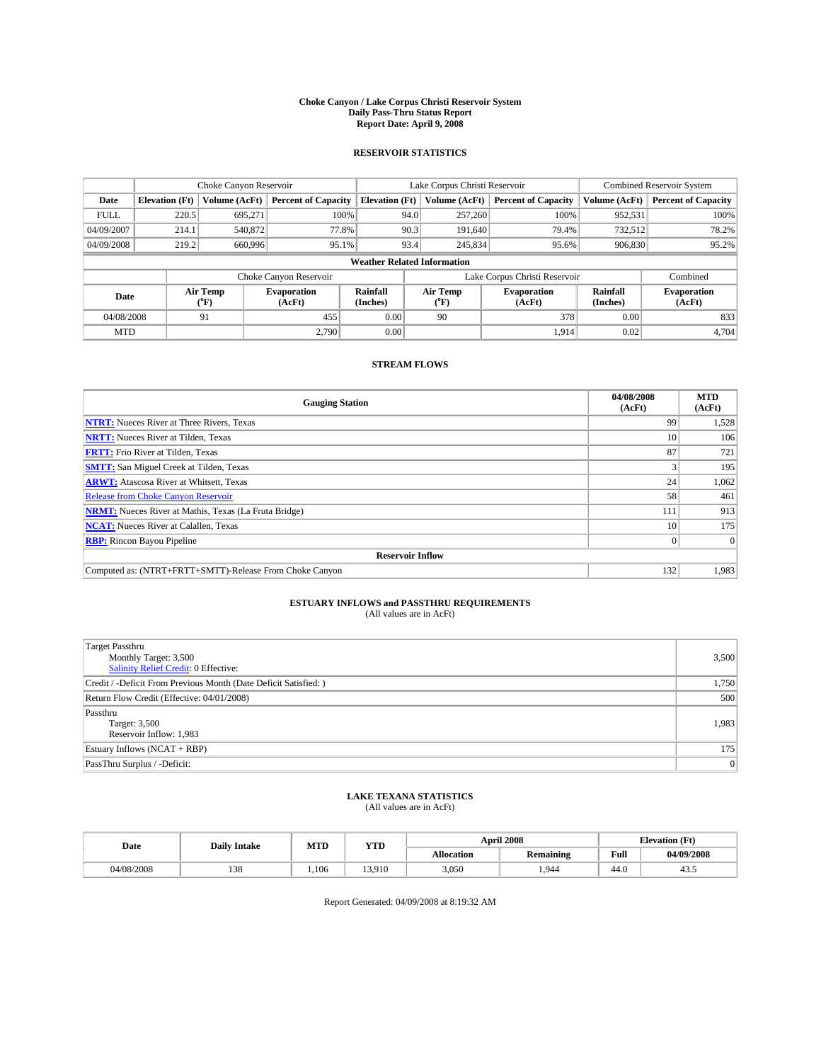# Choke Canyon / Lake Corpus Christi Reservoir System
## Daily Pass-Thru Status Report
## Report Date: April 9, 2008

### RESERVOIR STATISTICS

| | Choke Canyon Reservoir | | | Lake Corpus Christi Reservoir | | | Combined Reservoir System | |
|---|---|---|---|---|---|---|---|---|
| Date | Elevation (Ft) | Volume (AcFt) | Percent of Capacity | Elevation (Ft) | Volume (AcFt) | Percent of Capacity | Volume (AcFt) | Percent of Capacity |
| FULL | 220.5 | 695,271 | 100% | 94.0 | 257,260 | 100% | 952,531 | 100% |
| 04/09/2007 | 214.1 | 540,872 | 77.8% | 90.3 | 191,640 | 79.4% | 732,512 | 78.2% |
| 04/09/2008 | 219.2 | 660,996 | 95.1% | 93.4 | 245,834 | 95.6% | 906,830 | 95.2% |

**Weather Related Information**

| | Choke Canyon Reservoir | | | Lake Corpus Christi Reservoir | | | Combined |
|---|---|---|---|---|---|---|---|
| Date | Air Temp (°F) | Evaporation (AcFt) | Rainfall (Inches) | Air Temp (°F) | Evaporation (AcFt) | Rainfall (Inches) | Evaporation (AcFt) |
| 04/08/2008 | 91 | 455 | 0.00 | 90 | 378 | 0.00 | 833 |
| MTD | | 2,790 | 0.00 | | 1,914 | 0.02 | 4,704 |

### STREAM FLOWS

| Gauging Station | 04/08/2008 (AcFt) | MTD (AcFt) |
|---|---|---|
| NTRT: Nueces River at Three Rivers, Texas | 99 | 1,528 |
| NRTT: Nueces River at Tilden, Texas | 10 | 106 |
| FRTT: Frio River at Tilden, Texas | 87 | 721 |
| SMTT: San Miguel Creek at Tilden, Texas | 3 | 195 |
| ARWT: Atascosa River at Whitsett, Texas | 24 | 1,062 |
| Release from Choke Canyon Reservoir | 58 | 461 |
| NRMT: Nueces River at Mathis, Texas (La Fruta Bridge) | 111 | 913 |
| NCAT: Nueces River at Calallen, Texas | 10 | 175 |
| RBP: Rincon Bayou Pipeline | 0 | 0 |
| **Reservoir Inflow** | | |
| Computed as: (NTRT+FRTT+SMTT)-Release From Choke Canyon | 132 | 1,983 |

### ESTUARY INFLOWS and PASSTHRU REQUIREMENTS
(All values are in AcFt)

| | |
|---|---|
| Target Passthru<br>Monthly Target: 3,500<br>Salinity Relief Credit: 0 Effective: | 3,500 |
| Credit / -Deficit From Previous Month (Date Deficit Satisfied: ) | 1,750 |
| Return Flow Credit (Effective: 04/01/2008) | 500 |
| Passthru<br>Target: 3,500<br>Reservoir Inflow: 1,983 | 1,983 |
| Estuary Inflows (NCAT + RBP) | 175 |
| PassThru Surplus / -Deficit: | 0 |

### LAKE TEXANA STATISTICS
(All values are in AcFt)

| Date | Daily Intake | MTD | YTD | April 2008 | | Elevation (Ft) | |
|---|---|---|---|---|---|---|---|
| | | | | Allocation | Remaining | Full | 04/09/2008 |
| 04/08/2008 | 138 | 1,106 | 13,910 | 3,050 | 1,944 | 44.0 | 43.5 |

Report Generated: 04/09/2008 at 8:19:32 AM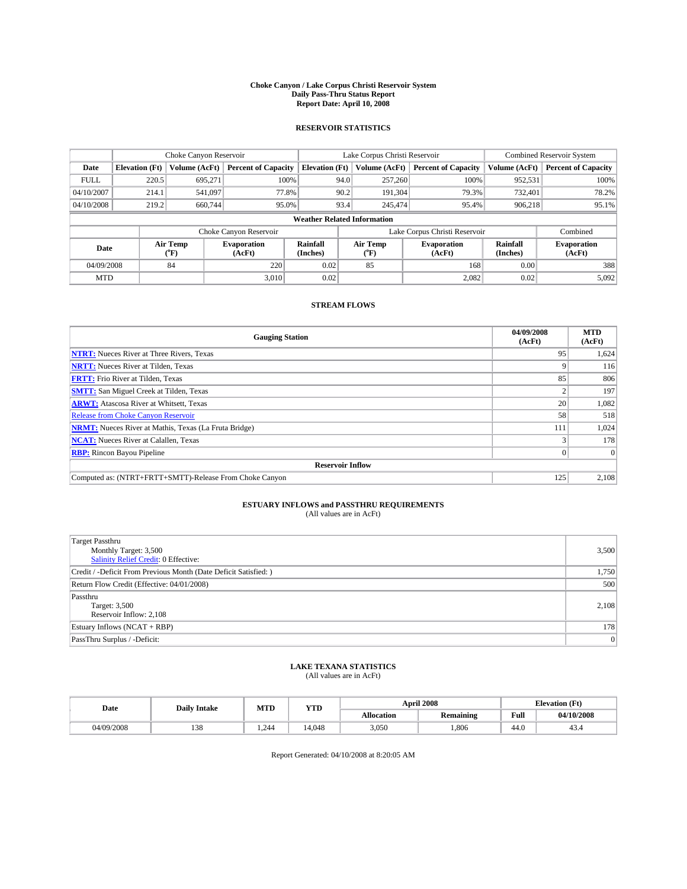# Choke Canyon / Lake Corpus Christi Reservoir System
## Daily Pass-Thru Status Report
### Report Date: April 10, 2008

## RESERVOIR STATISTICS

| | Choke Canyon Reservoir | | | Lake Corpus Christi Reservoir | | | Combined Reservoir System | |
|---|---|---|---|---|---|---|---|---|
| Date | Elevation (Ft) | Volume (AcFt) | Percent of Capacity | Elevation (Ft) | Volume (AcFt) | Percent of Capacity | Volume (AcFt) | Percent of Capacity |
| FULL | 220.5 | 695,271 | 100% | 94.0 | 257,260 | 100% | 952,531 | 100% |
| 04/10/2007 | 214.1 | 541,097 | 77.8% | 90.2 | 191,304 | 79.3% | 732,401 | 78.2% |
| 04/10/2008 | 219.2 | 660,744 | 95.0% | 93.4 | 245,474 | 95.4% | 906,218 | 95.1% |

**Weather Related Information**

| | Choke Canyon Reservoir | | | Lake Corpus Christi Reservoir | | | Combined |
|---|---|---|---|---|---|---|---|
| Date | Air Temp (°F) | Evaporation (AcFt) | Rainfall (Inches) | Air Temp (°F) | Evaporation (AcFt) | Rainfall (Inches) | Evaporation (AcFt) |
| 04/09/2008 | 84 | 220 | 0.02 | 85 | 168 | 0.00 | 388 |
| MTD | | 3,010 | 0.02 | | 2,082 | 0.02 | 5,092 |

## STREAM FLOWS

| Gauging Station | 04/09/2008 (AcFt) | MTD (AcFt) |
|---|---|---|
| NTRT: Nueces River at Three Rivers, Texas | 95 | 1,624 |
| NRTT: Nueces River at Tilden, Texas | 9 | 116 |
| FRTT: Frio River at Tilden, Texas | 85 | 806 |
| SMTT: San Miguel Creek at Tilden, Texas | 2 | 197 |
| ARWT: Atascosa River at Whitsett, Texas | 20 | 1,082 |
| Release from Choke Canyon Reservoir | 58 | 518 |
| NRMT: Nueces River at Mathis, Texas (La Fruta Bridge) | 111 | 1,024 |
| NCAT: Nueces River at Calallen, Texas | 3 | 178 |
| RBP: Rincon Bayou Pipeline | 0 | 0 |
| **Reservoir Inflow** | | |
| Computed as: (NTRT+FRTT+SMTT)-Release From Choke Canyon | 125 | 2,108 |

## ESTUARY INFLOWS and PASSTHRU REQUIREMENTS
(All values are in AcFt)

| | |
|---|---|
| Target Passthru<br>Monthly Target: 3,500<br>Salinity Relief Credit: 0 Effective: | 3,500 |
| Credit / -Deficit From Previous Month (Date Deficit Satisfied: ) | 1,750 |
| Return Flow Credit (Effective: 04/01/2008) | 500 |
| Passthru<br>Target: 3,500<br>Reservoir Inflow: 2,108 | 2,108 |
| Estuary Inflows (NCAT + RBP) | 178 |
| PassThru Surplus / -Deficit: | 0 |

## LAKE TEXANA STATISTICS
(All values are in AcFt)

| Date | Daily Intake | MTD | YTD | April 2008 | | Elevation (Ft) | |
|---|---|---|---|---|---|---|---|
| | | | | Allocation | Remaining | Full | 04/10/2008 |
| 04/09/2008 | 138 | 1,244 | 14,048 | 3,050 | 1,806 | 44.0 | 43.4 |

Report Generated: 04/10/2008 at 8:20:05 AM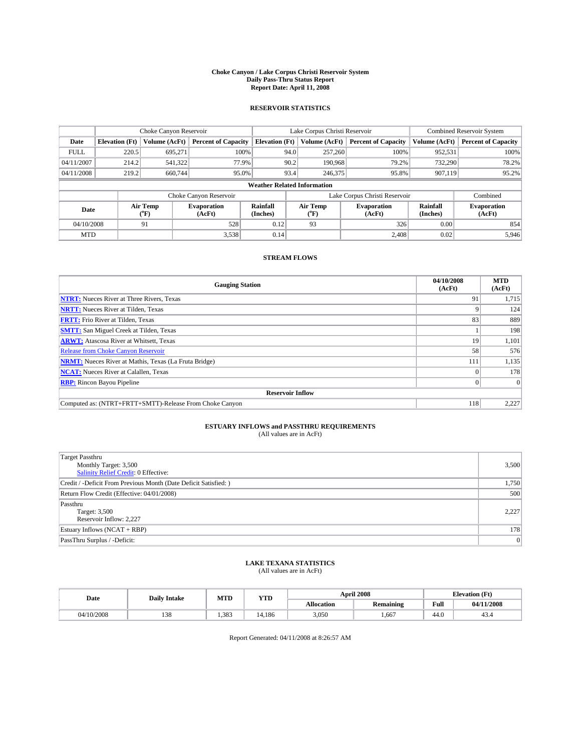# Choke Canyon / Lake Corpus Christi Reservoir System
## Daily Pass-Thru Status Report
### Report Date: April 11, 2008

## RESERVOIR STATISTICS

| | Choke Canyon Reservoir | | | Lake Corpus Christi Reservoir | | | Combined Reservoir System | |
|---|---|---|---|---|---|---|---|---|
| Date | Elevation (Ft) | Volume (AcFt) | Percent of Capacity | Elevation (Ft) | Volume (AcFt) | Percent of Capacity | Volume (AcFt) | Percent of Capacity |
| FULL | 220.5 | 695,271 | 100% | 94.0 | 257,260 | 100% | 952,531 | 100% |
| 04/11/2007 | 214.2 | 541,322 | 77.9% | 90.2 | 190,968 | 79.2% | 732,290 | 78.2% |
| 04/11/2008 | 219.2 | 660,744 | 95.0% | 93.4 | 246,375 | 95.8% | 907,119 | 95.2% |

**Weather Related Information**

| | Choke Canyon Reservoir | | | Lake Corpus Christi Reservoir | | | Combined |
|---|---|---|---|---|---|---|---|
| Date | Air Temp (°F) | Evaporation (AcFt) | Rainfall (Inches) | Air Temp (°F) | Evaporation (AcFt) | Rainfall (Inches) | Evaporation (AcFt) |
| 04/10/2008 | 91 | 528 | 0.12 | 93 | 326 | 0.00 | 854 |
| MTD | | 3,538 | 0.14 | | 2,408 | 0.02 | 5,946 |

## STREAM FLOWS

| Gauging Station | 04/10/2008 (AcFt) | MTD (AcFt) |
|---|---|---|
| NTRT: Nueces River at Three Rivers, Texas | 91 | 1,715 |
| NRTT: Nueces River at Tilden, Texas | 9 | 124 |
| FRTT: Frio River at Tilden, Texas | 83 | 889 |
| SMTT: San Miguel Creek at Tilden, Texas | 1 | 198 |
| ARWT: Atascosa River at Whitsett, Texas | 19 | 1,101 |
| Release from Choke Canyon Reservoir | 58 | 576 |
| NRMT: Nueces River at Mathis, Texas (La Fruta Bridge) | 111 | 1,135 |
| NCAT: Nueces River at Calallen, Texas | 0 | 178 |
| RBP: Rincon Bayou Pipeline | 0 | 0 |
| **Reservoir Inflow** | | |
| Computed as: (NTRT+FRTT+SMTT)-Release From Choke Canyon | 118 | 2,227 |

## ESTUARY INFLOWS and PASSTHRU REQUIREMENTS
(All values are in AcFt)

| | |
|---|---|
| Target Passthru<br>Monthly Target: 3,500<br>Salinity Relief Credit: 0 Effective: | 3,500 |
| Credit / -Deficit From Previous Month (Date Deficit Satisfied: ) | 1,750 |
| Return Flow Credit (Effective: 04/01/2008) | 500 |
| Passthru<br>Target: 3,500<br>Reservoir Inflow: 2,227 | 2,227 |
| Estuary Inflows (NCAT + RBP) | 178 |
| PassThru Surplus / -Deficit: | 0 |

## LAKE TEXANA STATISTICS
(All values are in AcFt)

| Date | Daily Intake | MTD | YTD | April 2008 | | Elevation (Ft) | |
|---|---|---|---|---|---|---|---|
| | | | | Allocation | Remaining | Full | 04/11/2008 |
| 04/10/2008 | 138 | 1,383 | 14,186 | 3,050 | 1,667 | 44.0 | 43.4 |

Report Generated: 04/11/2008 at 8:26:57 AM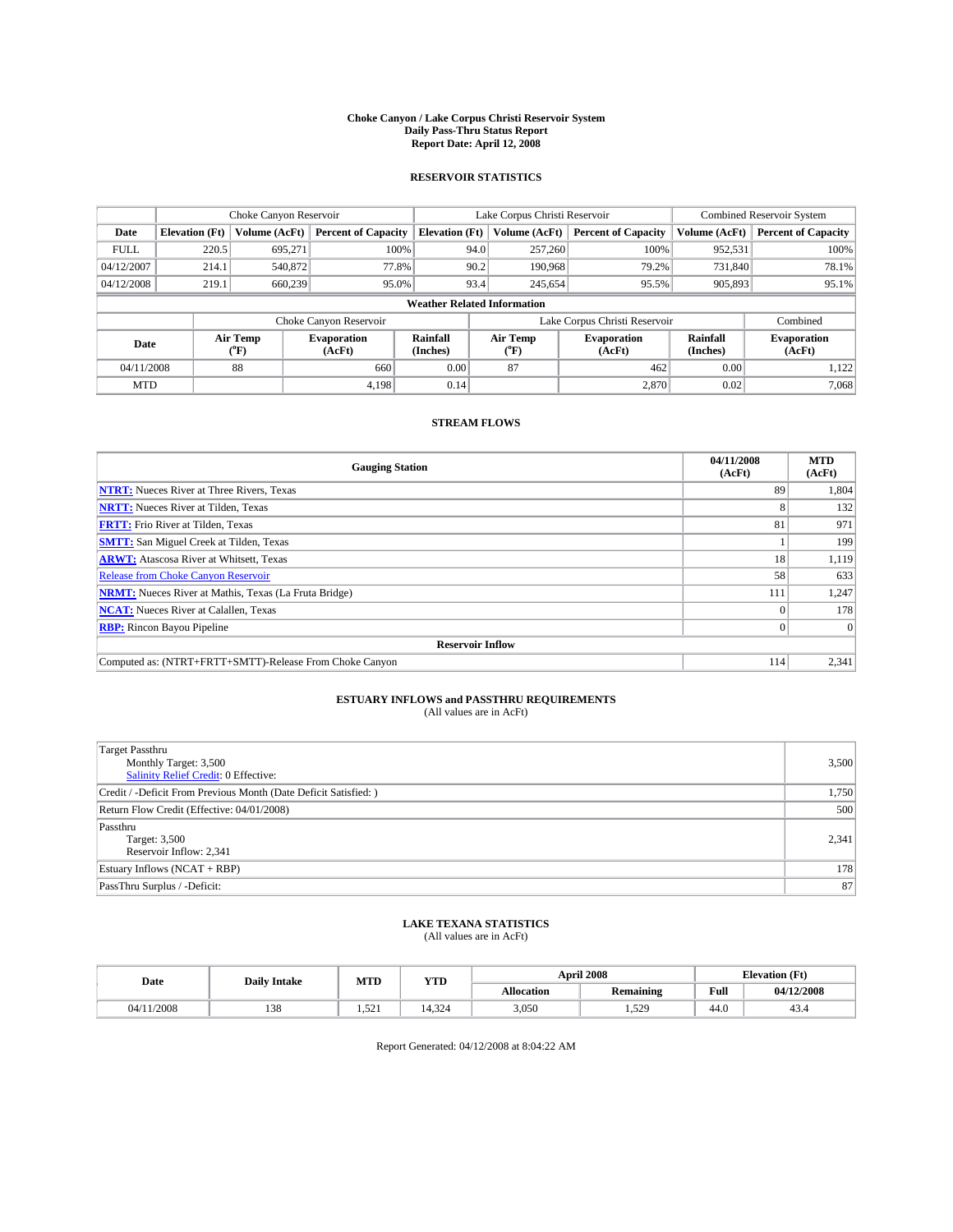# Choke Canyon / Lake Corpus Christi Reservoir System
## Daily Pass-Thru Status Report
### Report Date: April 12, 2008

## RESERVOIR STATISTICS

| | Choke Canyon Reservoir | | | Lake Corpus Christi Reservoir | | | Combined Reservoir System | |
|---|---|---|---|---|---|---|---|---|
| Date | Elevation (Ft) | Volume (AcFt) | Percent of Capacity | Elevation (Ft) | Volume (AcFt) | Percent of Capacity | Volume (AcFt) | Percent of Capacity |
| FULL | 220.5 | 695,271 | 100% | 94.0 | 257,260 | 100% | 952,531 | 100% |
| 04/12/2007 | 214.1 | 540,872 | 77.8% | 90.2 | 190,968 | 79.2% | 731,840 | 78.1% |
| 04/12/2008 | 219.1 | 660,239 | 95.0% | 93.4 | 245,654 | 95.5% | 905,893 | 95.1% |

**Weather Related Information**

| | Choke Canyon Reservoir | | | Lake Corpus Christi Reservoir | | | Combined |
|---|---|---|---|---|---|---|---|
| Date | Air Temp (°F) | Evaporation (AcFt) | Rainfall (Inches) | Air Temp (°F) | Evaporation (AcFt) | Rainfall (Inches) | Evaporation (AcFt) |
| 04/11/2008 | 88 | 660 | 0.00 | 87 | 462 | 0.00 | 1,122 |
| MTD | | 4,198 | 0.14 | | 2,870 | 0.02 | 7,068 |

## STREAM FLOWS

| Gauging Station | 04/11/2008 (AcFt) | MTD (AcFt) |
|---|---|---|
| **NTRT:** Nueces River at Three Rivers, Texas | 89 | 1,804 |
| **NRTT:** Nueces River at Tilden, Texas | 8 | 132 |
| **FRTT:** Frio River at Tilden, Texas | 81 | 971 |
| **SMTT:** San Miguel Creek at Tilden, Texas | 1 | 199 |
| **ARWT:** Atascosa River at Whitsett, Texas | 18 | 1,119 |
| Release from Choke Canyon Reservoir | 58 | 633 |
| **NRMT:** Nueces River at Mathis, Texas (La Fruta Bridge) | 111 | 1,247 |
| **NCAT:** Nueces River at Calallen, Texas | 0 | 178 |
| **RBP:** Rincon Bayou Pipeline | 0 | 0 |
| **Reservoir Inflow** | | |
| Computed as: (NTRT+FRTT+SMTT)-Release From Choke Canyon | 114 | 2,341 |

## ESTUARY INFLOWS and PASSTHRU REQUIREMENTS
(All values are in AcFt)

| | |
|---|---|
| Target Passthru<br>Monthly Target: 3,500<br>Salinity Relief Credit: 0 Effective: | 3,500 |
| Credit / -Deficit From Previous Month (Date Deficit Satisfied: ) | 1,750 |
| Return Flow Credit (Effective: 04/01/2008) | 500 |
| Passthru<br>Target: 3,500<br>Reservoir Inflow: 2,341 | 2,341 |
| Estuary Inflows (NCAT + RBP) | 178 |
| PassThru Surplus / -Deficit: | 87 |

## LAKE TEXANA STATISTICS
(All values are in AcFt)

| Date | Daily Intake | MTD | YTD | April 2008 | | Elevation (Ft) | |
|---|---|---|---|---|---|---|---|
| | | | | Allocation | Remaining | Full | 04/12/2008 |
| 04/11/2008 | 138 | 1,521 | 14,324 | 3,050 | 1,529 | 44.0 | 43.4 |

Report Generated: 04/12/2008 at 8:04:22 AM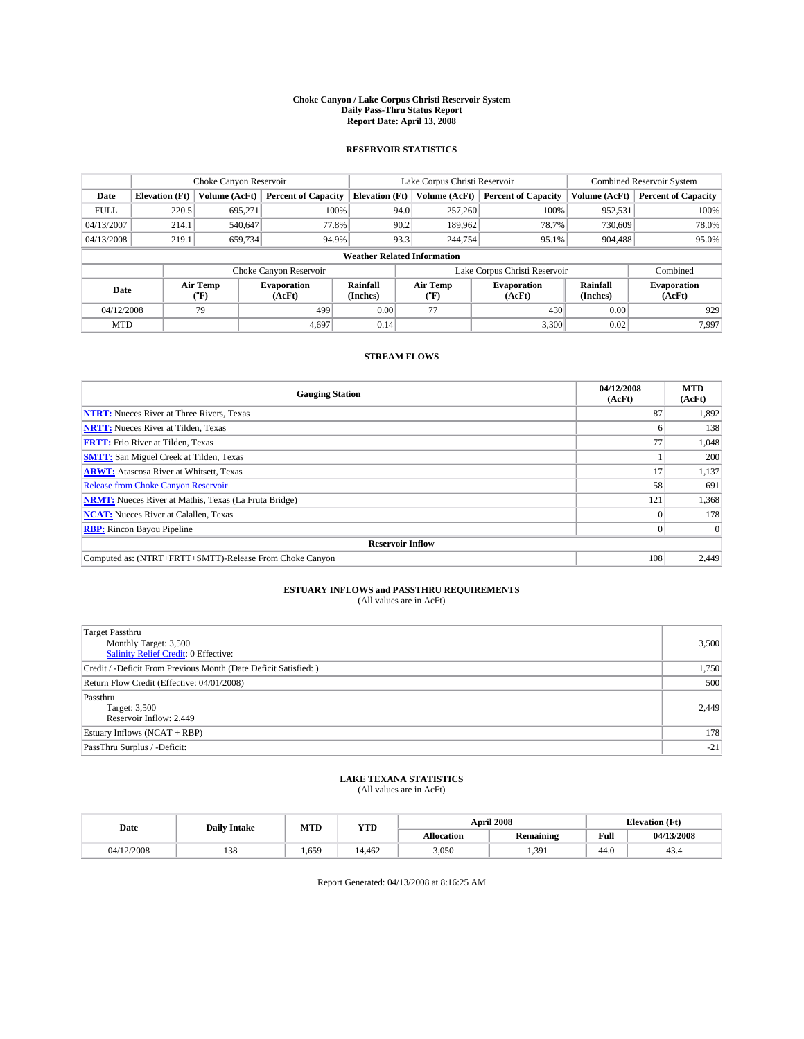# Choke Canyon / Lake Corpus Christi Reservoir System
## Daily Pass-Thru Status Report
## Report Date: April 13, 2008

### RESERVOIR STATISTICS

| | Choke Canyon Reservoir | | | Lake Corpus Christi Reservoir | | | Combined Reservoir System | |
|---|---|---|---|---|---|---|---|---|
| Date | Elevation (Ft) | Volume (AcFt) | Percent of Capacity | Elevation (Ft) | Volume (AcFt) | Percent of Capacity | Volume (AcFt) | Percent of Capacity |
| FULL | 220.5 | 695,271 | 100% | 94.0 | 257,260 | 100% | 952,531 | 100% |
| 04/13/2007 | 214.1 | 540,647 | 77.8% | 90.2 | 189,962 | 78.7% | 730,609 | 78.0% |
| 04/13/2008 | 219.1 | 659,734 | 94.9% | 93.3 | 244,754 | 95.1% | 904,488 | 95.0% |

**Weather Related Information**

| | Choke Canyon Reservoir | | | Lake Corpus Christi Reservoir | | | Combined |
|---|---|---|---|---|---|---|---|
| Date | Air Temp (°F) | Evaporation (AcFt) | Rainfall (Inches) | Air Temp (°F) | Evaporation (AcFt) | Rainfall (Inches) | Evaporation (AcFt) |
| 04/12/2008 | 79 | 499 | 0.00 | 77 | 430 | 0.00 | 929 |
| MTD | | 4,697 | 0.14 | | 3,300 | 0.02 | 7,997 |

### STREAM FLOWS

| Gauging Station | 04/12/2008 (AcFt) | MTD (AcFt) |
|---|---|---|
| NTRT: Nueces River at Three Rivers, Texas | 87 | 1,892 |
| NRTT: Nueces River at Tilden, Texas | 6 | 138 |
| FRTT: Frio River at Tilden, Texas | 77 | 1,048 |
| SMTT: San Miguel Creek at Tilden, Texas | 1 | 200 |
| ARWT: Atascosa River at Whitsett, Texas | 17 | 1,137 |
| Release from Choke Canyon Reservoir | 58 | 691 |
| NRMT: Nueces River at Mathis, Texas (La Fruta Bridge) | 121 | 1,368 |
| NCAT: Nueces River at Calallen, Texas | 0 | 178 |
| RBP: Rincon Bayou Pipeline | 0 | 0 |
| **Reservoir Inflow** | | |
| Computed as: (NTRT+FRTT+SMTT)-Release From Choke Canyon | 108 | 2,449 |

### ESTUARY INFLOWS and PASSTHRU REQUIREMENTS
(All values are in AcFt)

| | |
|---|---|
| Target Passthru<br>Monthly Target: 3,500<br>Salinity Relief Credit: 0 Effective: | 3,500 |
| Credit / -Deficit From Previous Month (Date Deficit Satisfied: ) | 1,750 |
| Return Flow Credit (Effective: 04/01/2008) | 500 |
| Passthru<br>Target: 3,500<br>Reservoir Inflow: 2,449 | 2,449 |
| Estuary Inflows (NCAT + RBP) | 178 |
| PassThru Surplus / -Deficit: | -21 |

### LAKE TEXANA STATISTICS
(All values are in AcFt)

| Date | Daily Intake | MTD | YTD | April 2008 | | Elevation (Ft) | |
|---|---|---|---|---|---|---|---|
| | | | | Allocation | Remaining | Full | 04/13/2008 |
| 04/12/2008 | 138 | 1,659 | 14,462 | 3,050 | 1,391 | 44.0 | 43.4 |

Report Generated: 04/13/2008 at 8:16:25 AM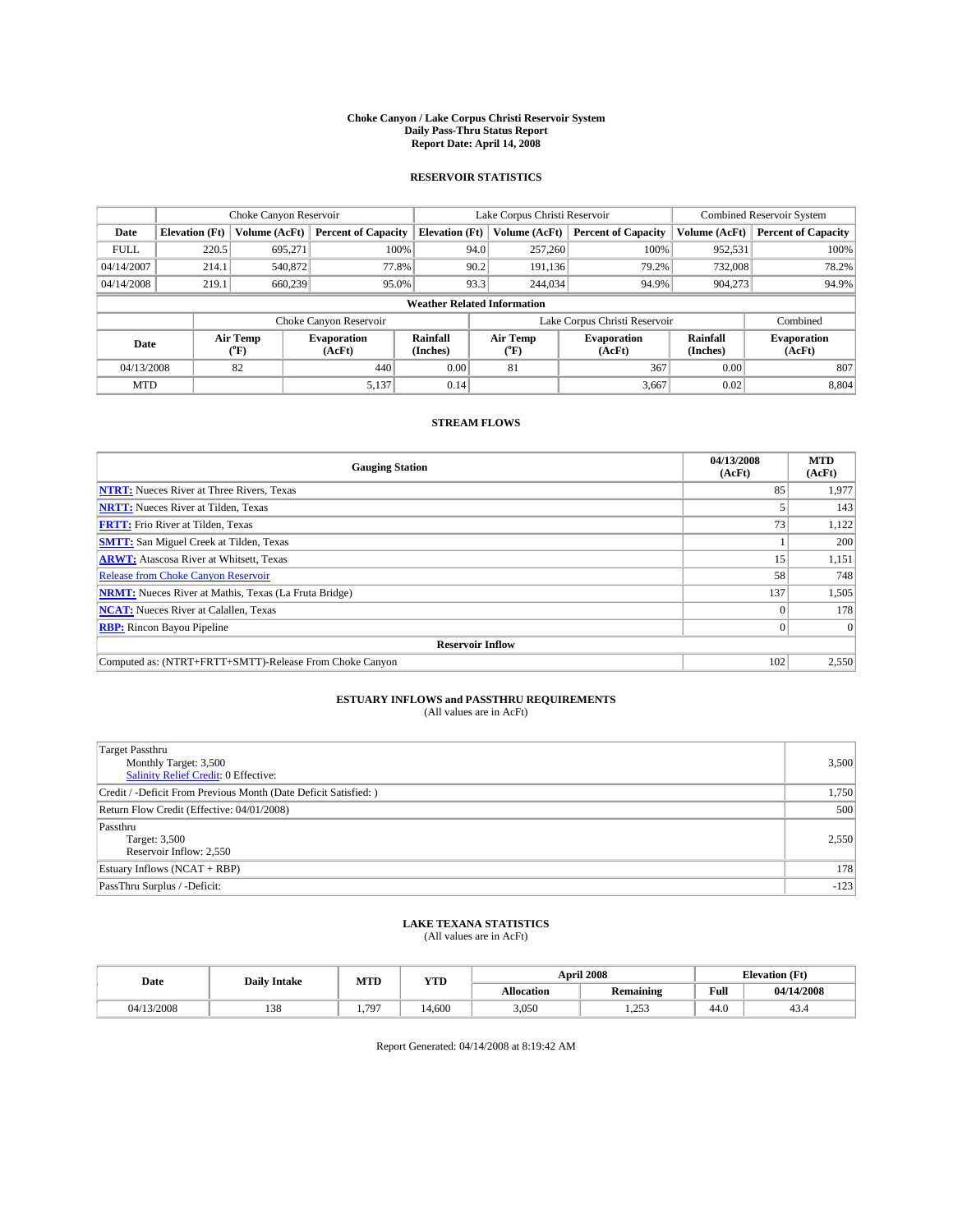# Choke Canyon / Lake Corpus Christi Reservoir System
## Daily Pass-Thru Status Report
### Report Date: April 14, 2008

## RESERVOIR STATISTICS

| | Choke Canyon Reservoir | | | Lake Corpus Christi Reservoir | | | Combined Reservoir System | |
|---|---|---|---|---|---|---|---|---|
| Date | Elevation (Ft) | Volume (AcFt) | Percent of Capacity | Elevation (Ft) | Volume (AcFt) | Percent of Capacity | Volume (AcFt) | Percent of Capacity |
| FULL | 220.5 | 695,271 | 100% | 94.0 | 257,260 | 100% | 952,531 | 100% |
| 04/14/2007 | 214.1 | 540,872 | 77.8% | 90.2 | 191,136 | 79.2% | 732,008 | 78.2% |
| 04/14/2008 | 219.1 | 660,239 | 95.0% | 93.3 | 244,034 | 94.9% | 904,273 | 94.9% |

**Weather Related Information**

| | Choke Canyon Reservoir | | | Lake Corpus Christi Reservoir | | | Combined |
|---|---|---|---|---|---|---|---|
| Date | Air Temp (°F) | Evaporation (AcFt) | Rainfall (Inches) | Air Temp (°F) | Evaporation (AcFt) | Rainfall (Inches) | Evaporation (AcFt) |
| 04/13/2008 | 82 | 440 | 0.00 | 81 | 367 | 0.00 | 807 |
| MTD | | 5,137 | 0.14 | | 3,667 | 0.02 | 8,804 |

## STREAM FLOWS

| Gauging Station | 04/13/2008 (AcFt) | MTD (AcFt) |
|---|---|---|
| **NTRT:** Nueces River at Three Rivers, Texas | 85 | 1,977 |
| **NRTT:** Nueces River at Tilden, Texas | 5 | 143 |
| **FRTT:** Frio River at Tilden, Texas | 73 | 1,122 |
| **SMTT:** San Miguel Creek at Tilden, Texas | 1 | 200 |
| **ARWT:** Atascosa River at Whitsett, Texas | 15 | 1,151 |
| Release from Choke Canyon Reservoir | 58 | 748 |
| **NRMT:** Nueces River at Mathis, Texas (La Fruta Bridge) | 137 | 1,505 |
| **NCAT:** Nueces River at Calallen, Texas | 0 | 178 |
| **RBP:** Rincon Bayou Pipeline | 0 | 0 |
| **Reservoir Inflow** | | |
| Computed as: (NTRT+FRTT+SMTT)-Release From Choke Canyon | 102 | 2,550 |

## ESTUARY INFLOWS and PASSTHRU REQUIREMENTS
(All values are in AcFt)

| | |
|---|---|
| Target Passthru<br>Monthly Target: 3,500<br>Salinity Relief Credit: 0 Effective: | 3,500 |
| Credit / -Deficit From Previous Month (Date Deficit Satisfied: ) | 1,750 |
| Return Flow Credit (Effective: 04/01/2008) | 500 |
| Passthru<br>Target: 3,500<br>Reservoir Inflow: 2,550 | 2,550 |
| Estuary Inflows (NCAT + RBP) | 178 |
| PassThru Surplus / -Deficit: | -123 |

## LAKE TEXANA STATISTICS
(All values are in AcFt)

| Date | Daily Intake | MTD | YTD | April 2008 | | Elevation (Ft) | |
|---|---|---|---|---|---|---|---|
| | | | | Allocation | Remaining | Full | 04/14/2008 |
| 04/13/2008 | 138 | 1,797 | 14,600 | 3,050 | 1,253 | 44.0 | 43.4 |

Report Generated: 04/14/2008 at 8:19:42 AM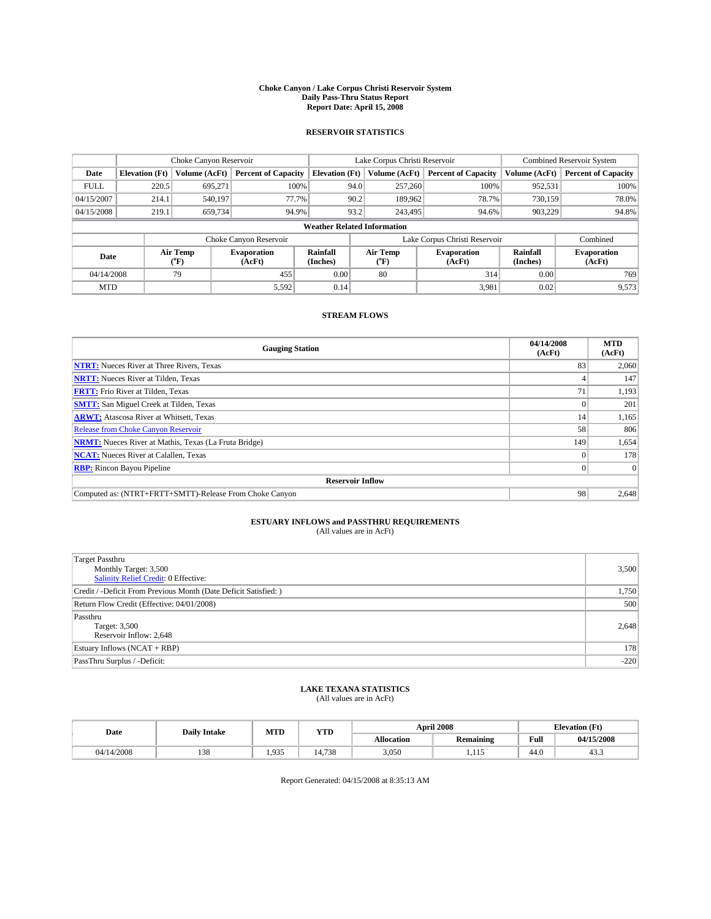# Choke Canyon / Lake Corpus Christi Reservoir System
## Daily Pass-Thru Status Report
## Report Date: April 15, 2008

### RESERVOIR STATISTICS

| | Choke Canyon Reservoir | | | Lake Corpus Christi Reservoir | | | Combined Reservoir System | |
|---|---|---|---|---|---|---|---|---|
| Date | Elevation (Ft) | Volume (AcFt) | Percent of Capacity | Elevation (Ft) | Volume (AcFt) | Percent of Capacity | Volume (AcFt) | Percent of Capacity |
| FULL | 220.5 | 695,271 | 100% | 94.0 | 257,260 | 100% | 952,531 | 100% |
| 04/15/2007 | 214.1 | 540,197 | 77.7% | 90.2 | 189,962 | 78.7% | 730,159 | 78.0% |
| 04/15/2008 | 219.1 | 659,734 | 94.9% | 93.2 | 243,495 | 94.6% | 903,229 | 94.8% |

**Weather Related Information**

| | Choke Canyon Reservoir | | | Lake Corpus Christi Reservoir | | | Combined |
|---|---|---|---|---|---|---|---|
| Date | Air Temp (°F) | Evaporation (AcFt) | Rainfall (Inches) | Air Temp (°F) | Evaporation (AcFt) | Rainfall (Inches) | Evaporation (AcFt) |
| 04/14/2008 | 79 | 455 | 0.00 | 80 | 314 | 0.00 | 769 |
| MTD | | 5,592 | 0.14 | | 3,981 | 0.02 | 9,573 |

### STREAM FLOWS

| Gauging Station | 04/14/2008 (AcFt) | MTD (AcFt) |
|---|---|---|
| NTRT: Nueces River at Three Rivers, Texas | 83 | 2,060 |
| NRTT: Nueces River at Tilden, Texas | 4 | 147 |
| FRTT: Frio River at Tilden, Texas | 71 | 1,193 |
| SMTT: San Miguel Creek at Tilden, Texas | 0 | 201 |
| ARWT: Atascosa River at Whitsett, Texas | 14 | 1,165 |
| Release from Choke Canyon Reservoir | 58 | 806 |
| NRMT: Nueces River at Mathis, Texas (La Fruta Bridge) | 149 | 1,654 |
| NCAT: Nueces River at Calallen, Texas | 0 | 178 |
| RBP: Rincon Bayou Pipeline | 0 | 0 |
| **Reservoir Inflow** | | |
| Computed as: (NTRT+FRTT+SMTT)-Release From Choke Canyon | 98 | 2,648 |

### ESTUARY INFLOWS and PASSTHRU REQUIREMENTS
(All values are in AcFt)

| | |
|---|---|
| Target Passthru<br>Monthly Target: 3,500<br>Salinity Relief Credit: 0 Effective: | 3,500 |
| Credit / -Deficit From Previous Month (Date Deficit Satisfied: ) | 1,750 |
| Return Flow Credit (Effective: 04/01/2008) | 500 |
| Passthru<br>Target: 3,500<br>Reservoir Inflow: 2,648 | 2,648 |
| Estuary Inflows (NCAT + RBP) | 178 |
| PassThru Surplus / -Deficit: | -220 |

### LAKE TEXANA STATISTICS
(All values are in AcFt)

| Date | Daily Intake | MTD | YTD | April 2008 | | Elevation (Ft) | |
|---|---|---|---|---|---|---|---|
| | | | | Allocation | Remaining | Full | 04/15/2008 |
| 04/14/2008 | 138 | 1,935 | 14,738 | 3,050 | 1,115 | 44.0 | 43.3 |

Report Generated: 04/15/2008 at 8:35:13 AM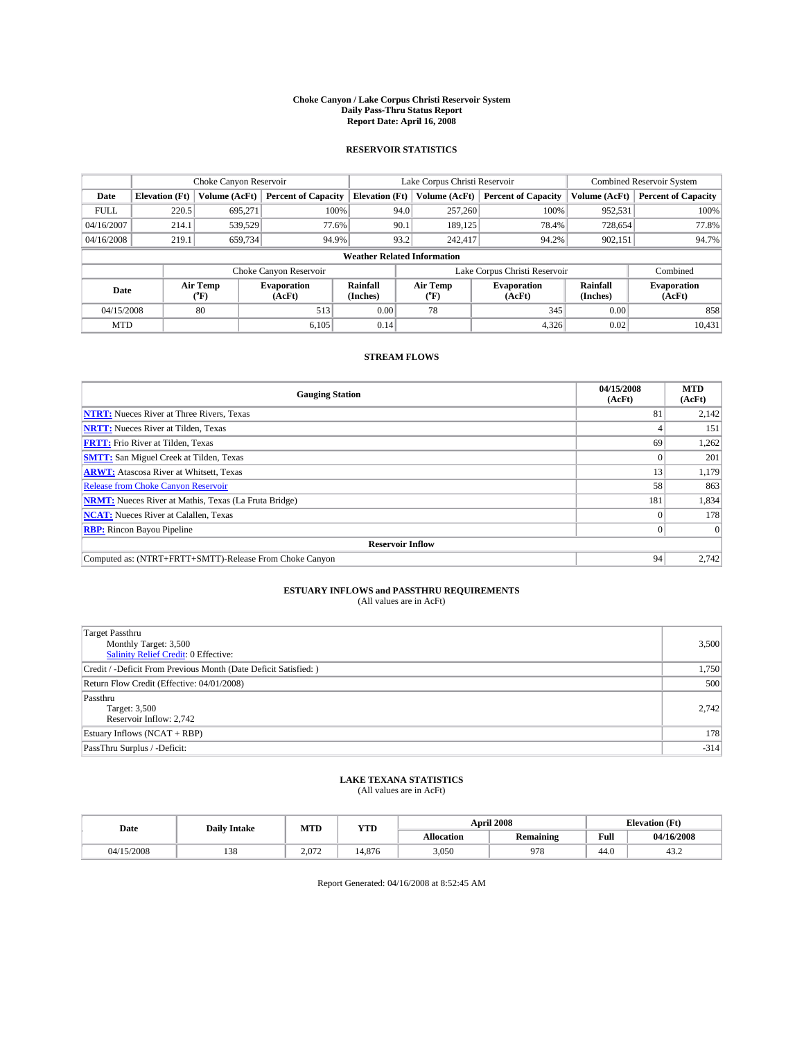# Choke Canyon / Lake Corpus Christi Reservoir System
## Daily Pass-Thru Status Report
### Report Date: April 16, 2008

## RESERVOIR STATISTICS

| | Choke Canyon Reservoir | | | Lake Corpus Christi Reservoir | | | Combined Reservoir System | |
|---|---|---|---|---|---|---|---|---|
| Date | Elevation (Ft) | Volume (AcFt) | Percent of Capacity | Elevation (Ft) | Volume (AcFt) | Percent of Capacity | Volume (AcFt) | Percent of Capacity |
| FULL | 220.5 | 695,271 | 100% | 94.0 | 257,260 | 100% | 952,531 | 100% |
| 04/16/2007 | 214.1 | 539,529 | 77.6% | 90.1 | 189,125 | 78.4% | 728,654 | 77.8% |
| 04/16/2008 | 219.1 | 659,734 | 94.9% | 93.2 | 242,417 | 94.2% | 902,151 | 94.7% |

**Weather Related Information**

| | Choke Canyon Reservoir | | | Lake Corpus Christi Reservoir | | | Combined |
|---|---|---|---|---|---|---|---|
| Date | Air Temp (°F) | Evaporation (AcFt) | Rainfall (Inches) | Air Temp (°F) | Evaporation (AcFt) | Rainfall (Inches) | Evaporation (AcFt) |
| 04/15/2008 | 80 | 513 | 0.00 | 78 | 345 | 0.00 | 858 |
| MTD | | 6,105 | 0.14 | | 4,326 | 0.02 | 10,431 |

## STREAM FLOWS

| Gauging Station | 04/15/2008 (AcFt) | MTD (AcFt) |
|---|---|---|
| NTRT: Nueces River at Three Rivers, Texas | 81 | 2,142 |
| NRTT: Nueces River at Tilden, Texas | 4 | 151 |
| FRTT: Frio River at Tilden, Texas | 69 | 1,262 |
| SMTT: San Miguel Creek at Tilden, Texas | 0 | 201 |
| ARWT: Atascosa River at Whitsett, Texas | 13 | 1,179 |
| Release from Choke Canyon Reservoir | 58 | 863 |
| NRMT: Nueces River at Mathis, Texas (La Fruta Bridge) | 181 | 1,834 |
| NCAT: Nueces River at Calallen, Texas | 0 | 178 |
| RBP: Rincon Bayou Pipeline | 0 | 0 |
| **Reservoir Inflow** | | |
| Computed as: (NTRT+FRTT+SMTT)-Release From Choke Canyon | 94 | 2,742 |

## ESTUARY INFLOWS and PASSTHRU REQUIREMENTS
(All values are in AcFt)

| | |
|---|---|
| Target Passthru<br>Monthly Target: 3,500<br>Salinity Relief Credit: 0 Effective: | 3,500 |
| Credit / -Deficit From Previous Month (Date Deficit Satisfied: ) | 1,750 |
| Return Flow Credit (Effective: 04/01/2008) | 500 |
| Passthru<br>Target: 3,500<br>Reservoir Inflow: 2,742 | 2,742 |
| Estuary Inflows (NCAT + RBP) | 178 |
| PassThru Surplus / -Deficit: | -314 |

## LAKE TEXANA STATISTICS
(All values are in AcFt)

| Date | Daily Intake | MTD | YTD | April 2008 | | Elevation (Ft) | |
|---|---|---|---|---|---|---|---|
| | | | | Allocation | Remaining | Full | 04/16/2008 |
| 04/15/2008 | 138 | 2,072 | 14,876 | 3,050 | 978 | 44.0 | 43.2 |

Report Generated: 04/16/2008 at 8:52:45 AM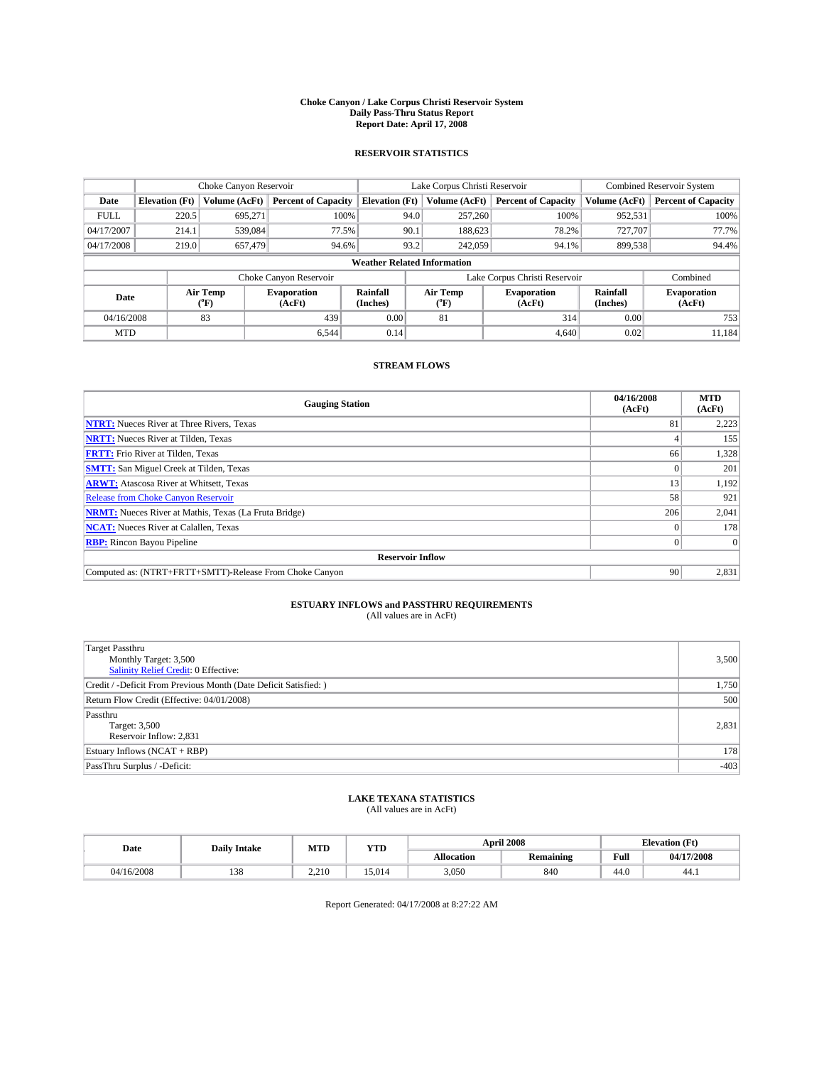# Choke Canyon / Lake Corpus Christi Reservoir System
## Daily Pass-Thru Status Report
## Report Date: April 17, 2008

### RESERVOIR STATISTICS

| | Choke Canyon Reservoir | | | Lake Corpus Christi Reservoir | | | Combined Reservoir System | |
|---|---|---|---|---|---|---|---|---|
| Date | Elevation (Ft) | Volume (AcFt) | Percent of Capacity | Elevation (Ft) | Volume (AcFt) | Percent of Capacity | Volume (AcFt) | Percent of Capacity |
| FULL | 220.5 | 695,271 | 100% | 94.0 | 257,260 | 100% | 952,531 | 100% |
| 04/17/2007 | 214.1 | 539,084 | 77.5% | 90.1 | 188,623 | 78.2% | 727,707 | 77.7% |
| 04/17/2008 | 219.0 | 657,479 | 94.6% | 93.2 | 242,059 | 94.1% | 899,538 | 94.4% |

**Weather Related Information**

| | Choke Canyon Reservoir | | | Lake Corpus Christi Reservoir | | | Combined |
|---|---|---|---|---|---|---|---|
| Date | Air Temp (°F) | Evaporation (AcFt) | Rainfall (Inches) | Air Temp (°F) | Evaporation (AcFt) | Rainfall (Inches) | Evaporation (AcFt) |
| 04/16/2008 | 83 | 439 | 0.00 | 81 | 314 | 0.00 | 753 |
| MTD | | 6,544 | 0.14 | | 4,640 | 0.02 | 11,184 |

### STREAM FLOWS

| Gauging Station | 04/16/2008 (AcFt) | MTD (AcFt) |
|---|---|---|
| NTRT: Nueces River at Three Rivers, Texas | 81 | 2,223 |
| NRTT: Nueces River at Tilden, Texas | 4 | 155 |
| FRTT: Frio River at Tilden, Texas | 66 | 1,328 |
| SMTT: San Miguel Creek at Tilden, Texas | 0 | 201 |
| ARWT: Atascosa River at Whitsett, Texas | 13 | 1,192 |
| Release from Choke Canyon Reservoir | 58 | 921 |
| NRMT: Nueces River at Mathis, Texas (La Fruta Bridge) | 206 | 2,041 |
| NCAT: Nueces River at Calallen, Texas | 0 | 178 |
| RBP: Rincon Bayou Pipeline | 0 | 0 |
| **Reservoir Inflow** | | |
| Computed as: (NTRT+FRTT+SMTT)-Release From Choke Canyon | 90 | 2,831 |

### ESTUARY INFLOWS and PASSTHRU REQUIREMENTS
(All values are in AcFt)

| | |
|---|---|
| Target Passthru<br>Monthly Target: 3,500<br>Salinity Relief Credit: 0 Effective: | 3,500 |
| Credit / -Deficit From Previous Month (Date Deficit Satisfied: ) | 1,750 |
| Return Flow Credit (Effective: 04/01/2008) | 500 |
| Passthru<br>Target: 3,500<br>Reservoir Inflow: 2,831 | 2,831 |
| Estuary Inflows (NCAT + RBP) | 178 |
| PassThru Surplus / -Deficit: | -403 |

### LAKE TEXANA STATISTICS
(All values are in AcFt)

| Date | Daily Intake | MTD | YTD | April 2008 | | Elevation (Ft) | |
|---|---|---|---|---|---|---|---|
| | | | | Allocation | Remaining | Full | 04/17/2008 |
| 04/16/2008 | 138 | 2,210 | 15,014 | 3,050 | 840 | 44.0 | 44.1 |

Report Generated: 04/17/2008 at 8:27:22 AM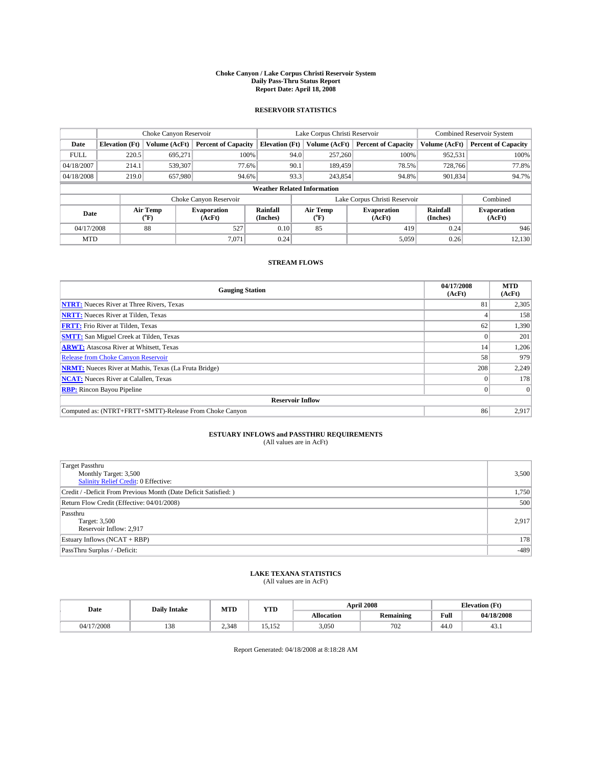# Choke Canyon / Lake Corpus Christi Reservoir System
## Daily Pass-Thru Status Report
## Report Date: April 18, 2008

### RESERVOIR STATISTICS

| | Choke Canyon Reservoir | | | Lake Corpus Christi Reservoir | | | Combined Reservoir System | |
|---|---|---|---|---|---|---|---|---|
| Date | Elevation (Ft) | Volume (AcFt) | Percent of Capacity | Elevation (Ft) | Volume (AcFt) | Percent of Capacity | Volume (AcFt) | Percent of Capacity |
| FULL | 220.5 | 695,271 | 100% | 94.0 | 257,260 | 100% | 952,531 | 100% |
| 04/18/2007 | 214.1 | 539,307 | 77.6% | 90.1 | 189,459 | 78.5% | 728,766 | 77.8% |
| 04/18/2008 | 219.0 | 657,980 | 94.6% | 93.3 | 243,854 | 94.8% | 901,834 | 94.7% |

**Weather Related Information**

| | Choke Canyon Reservoir | | | Lake Corpus Christi Reservoir | | | Combined |
|---|---|---|---|---|---|---|---|
| Date | Air Temp (°F) | Evaporation (AcFt) | Rainfall (Inches) | Air Temp (°F) | Evaporation (AcFt) | Rainfall (Inches) | Evaporation (AcFt) |
| 04/17/2008 | 88 | 527 | 0.10 | 85 | 419 | 0.24 | 946 |
| MTD | | 7,071 | 0.24 | | 5,059 | 0.26 | 12,130 |

### STREAM FLOWS

| Gauging Station | 04/17/2008 (AcFt) | MTD (AcFt) |
|---|---|---|
| NTRT: Nueces River at Three Rivers, Texas | 81 | 2,305 |
| NRTT: Nueces River at Tilden, Texas | 4 | 158 |
| FRTT: Frio River at Tilden, Texas | 62 | 1,390 |
| SMTT: San Miguel Creek at Tilden, Texas | 0 | 201 |
| ARWT: Atascosa River at Whitsett, Texas | 14 | 1,206 |
| Release from Choke Canyon Reservoir | 58 | 979 |
| NRMT: Nueces River at Mathis, Texas (La Fruta Bridge) | 208 | 2,249 |
| NCAT: Nueces River at Calallen, Texas | 0 | 178 |
| RBP: Rincon Bayou Pipeline | 0 | 0 |
| **Reservoir Inflow** | | |
| Computed as: (NTRT+FRTT+SMTT)-Release From Choke Canyon | 86 | 2,917 |

### ESTUARY INFLOWS and PASSTHRU REQUIREMENTS
(All values are in AcFt)

| | |
|---|---|
| Target Passthru<br>Monthly Target: 3,500<br>Salinity Relief Credit: 0 Effective: | 3,500 |
| Credit / -Deficit From Previous Month (Date Deficit Satisfied: ) | 1,750 |
| Return Flow Credit (Effective: 04/01/2008) | 500 |
| Passthru<br>Target: 3,500<br>Reservoir Inflow: 2,917 | 2,917 |
| Estuary Inflows (NCAT + RBP) | 178 |
| PassThru Surplus / -Deficit: | -489 |

### LAKE TEXANA STATISTICS
(All values are in AcFt)

| Date | Daily Intake | MTD | YTD | April 2008 | | Elevation (Ft) | |
|---|---|---|---|---|---|---|---|
| | | | | Allocation | Remaining | Full | 04/18/2008 |
| 04/17/2008 | 138 | 2,348 | 15,152 | 3,050 | 702 | 44.0 | 43.1 |

Report Generated: 04/18/2008 at 8:18:28 AM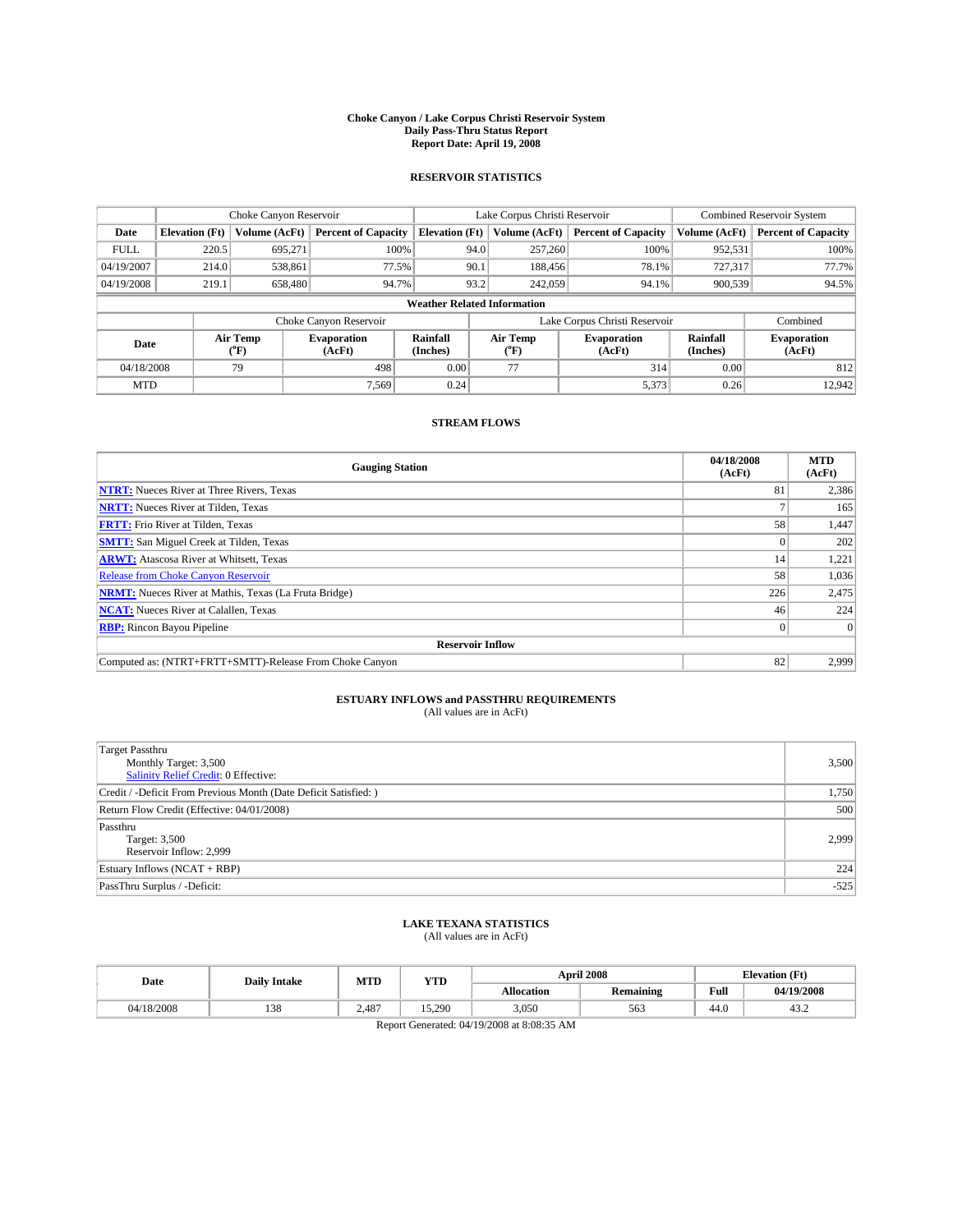# Choke Canyon / Lake Corpus Christi Reservoir System
## Daily Pass-Thru Status Report
### Report Date: April 19, 2008

## RESERVOIR STATISTICS

| | Choke Canyon Reservoir | | | Lake Corpus Christi Reservoir | | | Combined Reservoir System | |
|---|---|---|---|---|---|---|---|---|
| Date | Elevation (Ft) | Volume (AcFt) | Percent of Capacity | Elevation (Ft) | Volume (AcFt) | Percent of Capacity | Volume (AcFt) | Percent of Capacity |
| FULL | 220.5 | 695,271 | 100% | 94.0 | 257,260 | 100% | 952,531 | 100% |
| 04/19/2007 | 214.0 | 538,861 | 77.5% | 90.1 | 188,456 | 78.1% | 727,317 | 77.7% |
| 04/19/2008 | 219.1 | 658,480 | 94.7% | 93.2 | 242,059 | 94.1% | 900,539 | 94.5% |

**Weather Related Information**

| | Choke Canyon Reservoir | | | Lake Corpus Christi Reservoir | | | Combined |
|---|---|---|---|---|---|---|---|
| Date | Air Temp (°F) | Evaporation (AcFt) | Rainfall (Inches) | Air Temp (°F) | Evaporation (AcFt) | Rainfall (Inches) | Evaporation (AcFt) |
| 04/18/2008 | 79 | 498 | 0.00 | 77 | 314 | 0.00 | 812 |
| MTD | | 7,569 | 0.24 | | 5,373 | 0.26 | 12,942 |

## STREAM FLOWS

| Gauging Station | 04/18/2008 (AcFt) | MTD (AcFt) |
|---|---|---|
| **NTRT:** Nueces River at Three Rivers, Texas | 81 | 2,386 |
| **NRTT:** Nueces River at Tilden, Texas | 7 | 165 |
| **FRTT:** Frio River at Tilden, Texas | 58 | 1,447 |
| **SMTT:** San Miguel Creek at Tilden, Texas | 0 | 202 |
| **ARWT:** Atascosa River at Whitsett, Texas | 14 | 1,221 |
| Release from Choke Canyon Reservoir | 58 | 1,036 |
| **NRMT:** Nueces River at Mathis, Texas (La Fruta Bridge) | 226 | 2,475 |
| **NCAT:** Nueces River at Calallen, Texas | 46 | 224 |
| **RBP:** Rincon Bayou Pipeline | 0 | 0 |
| **Reservoir Inflow** | | |
| Computed as: (NTRT+FRTT+SMTT)-Release From Choke Canyon | 82 | 2,999 |

## ESTUARY INFLOWS and PASSTHRU REQUIREMENTS
(All values are in AcFt)

| | |
|---|---|
| Target Passthru<br>Monthly Target: 3,500<br>Salinity Relief Credit: 0 Effective: | 3,500 |
| Credit / -Deficit From Previous Month (Date Deficit Satisfied: ) | 1,750 |
| Return Flow Credit (Effective: 04/01/2008) | 500 |
| Passthru<br>Target: 3,500<br>Reservoir Inflow: 2,999 | 2,999 |
| Estuary Inflows (NCAT + RBP) | 224 |
| PassThru Surplus / -Deficit: | -525 |

## LAKE TEXANA STATISTICS
(All values are in AcFt)

| Date | Daily Intake | MTD | YTD | April 2008 | | Elevation (Ft) | |
|---|---|---|---|---|---|---|---|
| | | | | Allocation | Remaining | Full | 04/19/2008 |
| 04/18/2008 | 138 | 2,487 | 15,290 | 3,050 | 563 | 44.0 | 43.2 |

Report Generated: 04/19/2008 at 8:08:35 AM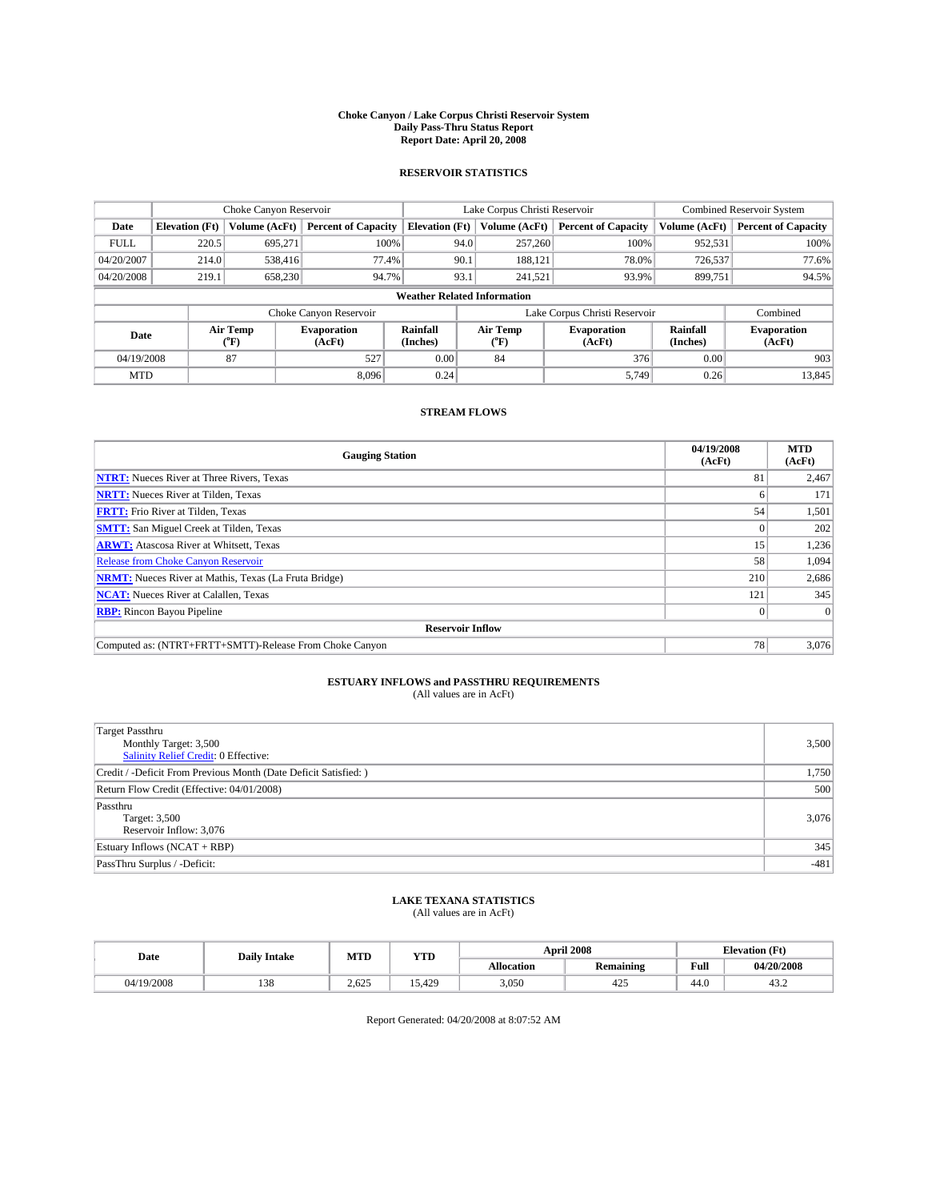# Choke Canyon / Lake Corpus Christi Reservoir System
## Daily Pass-Thru Status Report
## Report Date: April 20, 2008

### RESERVOIR STATISTICS

| | Choke Canyon Reservoir | | | Lake Corpus Christi Reservoir | | | Combined Reservoir System | |
|---|---|---|---|---|---|---|---|---|
| Date | Elevation (Ft) | Volume (AcFt) | Percent of Capacity | Elevation (Ft) | Volume (AcFt) | Percent of Capacity | Volume (AcFt) | Percent of Capacity |
| FULL | 220.5 | 695,271 | 100% | 94.0 | 257,260 | 100% | 952,531 | 100% |
| 04/20/2007 | 214.0 | 538,416 | 77.4% | 90.1 | 188,121 | 78.0% | 726,537 | 77.6% |
| 04/20/2008 | 219.1 | 658,230 | 94.7% | 93.1 | 241,521 | 93.9% | 899,751 | 94.5% |

**Weather Related Information**

| | Choke Canyon Reservoir | | | Lake Corpus Christi Reservoir | | | Combined |
|---|---|---|---|---|---|---|---|
| Date | Air Temp (°F) | Evaporation (AcFt) | Rainfall (Inches) | Air Temp (°F) | Evaporation (AcFt) | Rainfall (Inches) | Evaporation (AcFt) |
| 04/19/2008 | 87 | 527 | 0.00 | 84 | 376 | 0.00 | 903 |
| MTD | | 8,096 | 0.24 | | 5,749 | 0.26 | 13,845 |

### STREAM FLOWS

| Gauging Station | 04/19/2008 (AcFt) | MTD (AcFt) |
|---|---|---|
| NTRT: Nueces River at Three Rivers, Texas | 81 | 2,467 |
| NRTT: Nueces River at Tilden, Texas | 6 | 171 |
| FRTT: Frio River at Tilden, Texas | 54 | 1,501 |
| SMTT: San Miguel Creek at Tilden, Texas | 0 | 202 |
| ARWT: Atascosa River at Whitsett, Texas | 15 | 1,236 |
| Release from Choke Canyon Reservoir | 58 | 1,094 |
| NRMT: Nueces River at Mathis, Texas (La Fruta Bridge) | 210 | 2,686 |
| NCAT: Nueces River at Calallen, Texas | 121 | 345 |
| RBP: Rincon Bayou Pipeline | 0 | 0 |
| **Reservoir Inflow** | | |
| Computed as: (NTRT+FRTT+SMTT)-Release From Choke Canyon | 78 | 3,076 |

### ESTUARY INFLOWS and PASSTHRU REQUIREMENTS
(All values are in AcFt)

| | |
|---|---|
| Target Passthru<br>Monthly Target: 3,500<br>Salinity Relief Credit: 0 Effective: | 3,500 |
| Credit / -Deficit From Previous Month (Date Deficit Satisfied: ) | 1,750 |
| Return Flow Credit (Effective: 04/01/2008) | 500 |
| Passthru<br>Target: 3,500<br>Reservoir Inflow: 3,076 | 3,076 |
| Estuary Inflows (NCAT + RBP) | 345 |
| PassThru Surplus / -Deficit: | -481 |

### LAKE TEXANA STATISTICS
(All values are in AcFt)

| Date | Daily Intake | MTD | YTD | April 2008 | | Elevation (Ft) | |
|---|---|---|---|---|---|---|---|
| | | | | Allocation | Remaining | Full | 04/20/2008 |
| 04/19/2008 | 138 | 2,625 | 15,429 | 3,050 | 425 | 44.0 | 43.2 |

Report Generated: 04/20/2008 at 8:07:52 AM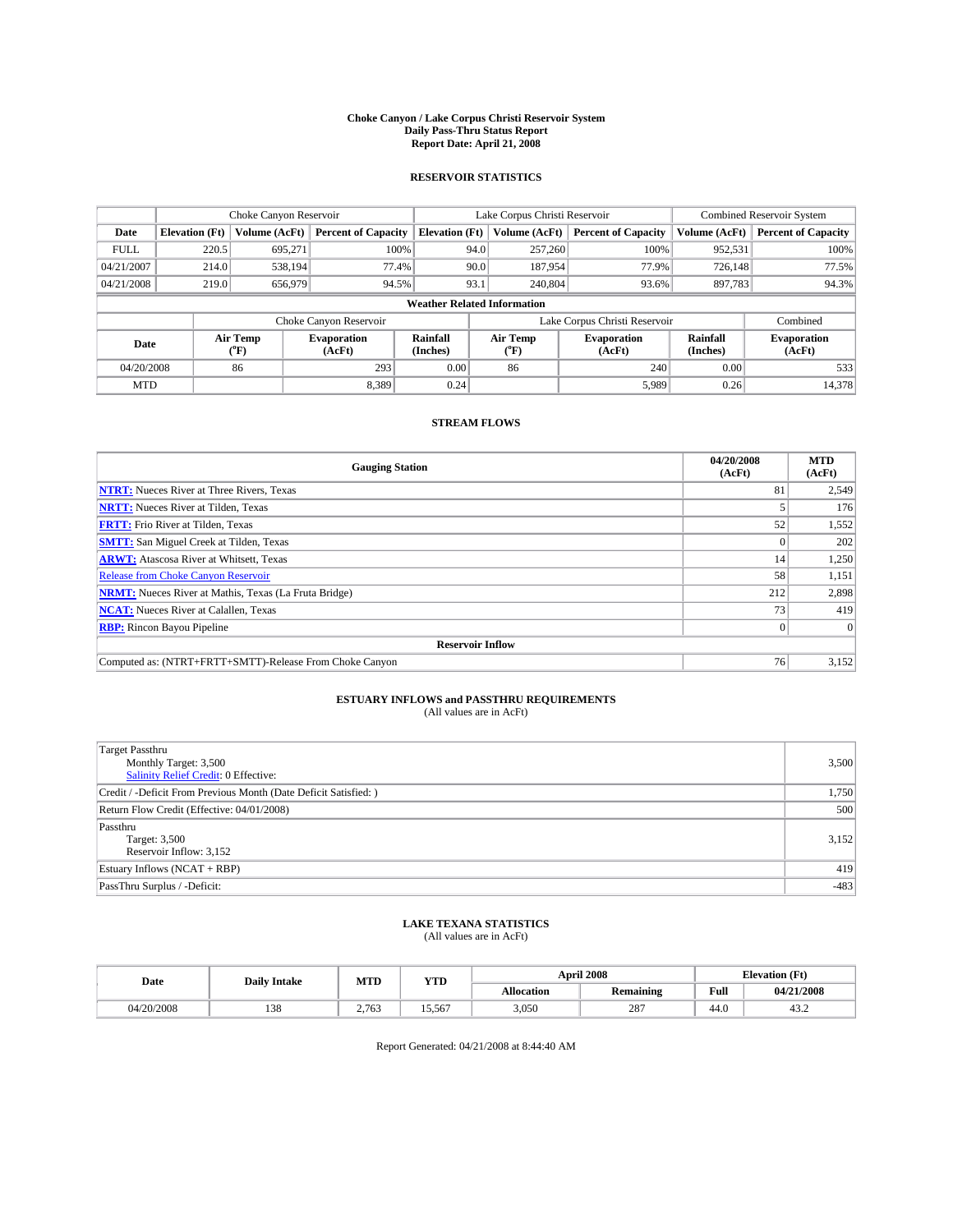# Choke Canyon / Lake Corpus Christi Reservoir System
## Daily Pass-Thru Status Report
### Report Date: April 21, 2008

## RESERVOIR STATISTICS

| | Choke Canyon Reservoir | | | Lake Corpus Christi Reservoir | | | Combined Reservoir System | |
|---|---|---|---|---|---|---|---|---|
| Date | Elevation (Ft) | Volume (AcFt) | Percent of Capacity | Elevation (Ft) | Volume (AcFt) | Percent of Capacity | Volume (AcFt) | Percent of Capacity |
| FULL | 220.5 | 695,271 | 100% | 94.0 | 257,260 | 100% | 952,531 | 100% |
| 04/21/2007 | 214.0 | 538,194 | 77.4% | 90.0 | 187,954 | 77.9% | 726,148 | 77.5% |
| 04/21/2008 | 219.0 | 656,979 | 94.5% | 93.1 | 240,804 | 93.6% | 897,783 | 94.3% |

**Weather Related Information**

| | Choke Canyon Reservoir | | | Lake Corpus Christi Reservoir | | | Combined |
|---|---|---|---|---|---|---|---|
| Date | Air Temp (°F) | Evaporation (AcFt) | Rainfall (Inches) | Air Temp (°F) | Evaporation (AcFt) | Rainfall (Inches) | Evaporation (AcFt) |
| 04/20/2008 | 86 | 293 | 0.00 | 86 | 240 | 0.00 | 533 |
| MTD | | 8,389 | 0.24 | | 5,989 | 0.26 | 14,378 |

## STREAM FLOWS

| Gauging Station | 04/20/2008 (AcFt) | MTD (AcFt) |
|---|---|---|
| NTRT: Nueces River at Three Rivers, Texas | 81 | 2,549 |
| NRTT: Nueces River at Tilden, Texas | 5 | 176 |
| FRTT: Frio River at Tilden, Texas | 52 | 1,552 |
| SMTT: San Miguel Creek at Tilden, Texas | 0 | 202 |
| ARWT: Atascosa River at Whitsett, Texas | 14 | 1,250 |
| Release from Choke Canyon Reservoir | 58 | 1,151 |
| NRMT: Nueces River at Mathis, Texas (La Fruta Bridge) | 212 | 2,898 |
| NCAT: Nueces River at Calallen, Texas | 73 | 419 |
| RBP: Rincon Bayou Pipeline | 0 | 0 |
| **Reservoir Inflow** | | |
| Computed as: (NTRT+FRTT+SMTT)-Release From Choke Canyon | 76 | 3,152 |

## ESTUARY INFLOWS and PASSTHRU REQUIREMENTS
(All values are in AcFt)

| | |
|---|---|
| Target Passthru<br>Monthly Target: 3,500<br>Salinity Relief Credit: 0 Effective: | 3,500 |
| Credit / -Deficit From Previous Month (Date Deficit Satisfied: ) | 1,750 |
| Return Flow Credit (Effective: 04/01/2008) | 500 |
| Passthru<br>Target: 3,500<br>Reservoir Inflow: 3,152 | 3,152 |
| Estuary Inflows (NCAT + RBP) | 419 |
| PassThru Surplus / -Deficit: | -483 |

## LAKE TEXANA STATISTICS
(All values are in AcFt)

| Date | Daily Intake | MTD | YTD | April 2008 | | Elevation (Ft) | |
|---|---|---|---|---|---|---|---|
| | | | | Allocation | Remaining | Full | 04/21/2008 |
| 04/20/2008 | 138 | 2,763 | 15,567 | 3,050 | 287 | 44.0 | 43.2 |

Report Generated: 04/21/2008 at 8:44:40 AM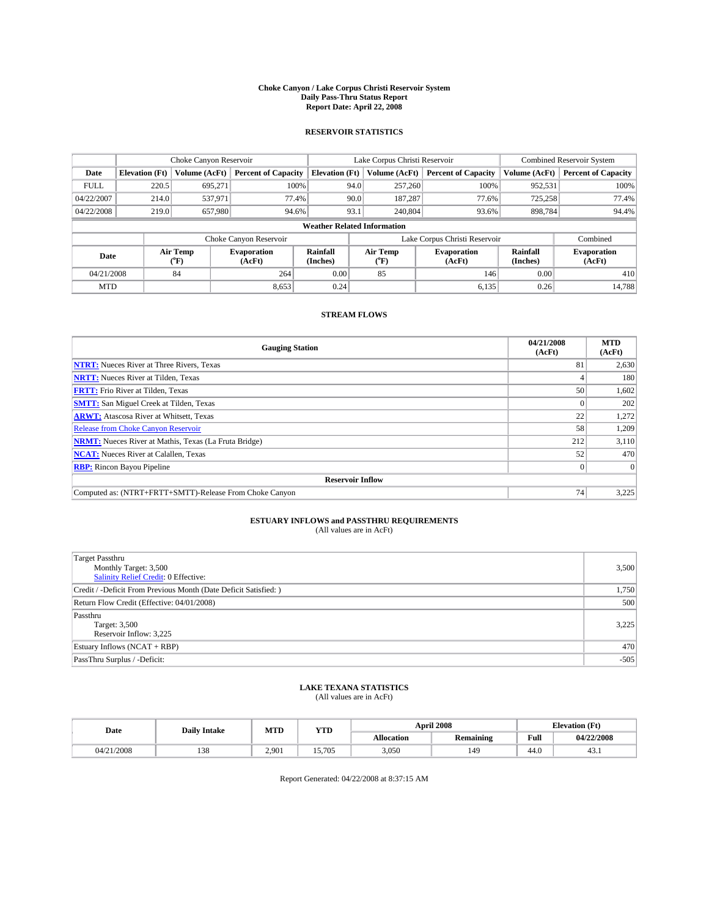# Choke Canyon / Lake Corpus Christi Reservoir System
## Daily Pass-Thru Status Report
## Report Date: April 22, 2008

### RESERVOIR STATISTICS

| | Choke Canyon Reservoir | | | Lake Corpus Christi Reservoir | | | Combined Reservoir System | |
|---|---|---|---|---|---|---|---|---|
| Date | Elevation (Ft) | Volume (AcFt) | Percent of Capacity | Elevation (Ft) | Volume (AcFt) | Percent of Capacity | Volume (AcFt) | Percent of Capacity |
| FULL | 220.5 | 695,271 | 100% | 94.0 | 257,260 | 100% | 952,531 | 100% |
| 04/22/2007 | 214.0 | 537,971 | 77.4% | 90.0 | 187,287 | 77.6% | 725,258 | 77.4% |
| 04/22/2008 | 219.0 | 657,980 | 94.6% | 93.1 | 240,804 | 93.6% | 898,784 | 94.4% |

**Weather Related Information**

| | Choke Canyon Reservoir | | | Lake Corpus Christi Reservoir | | | Combined |
|---|---|---|---|---|---|---|---|
| Date | Air Temp (°F) | Evaporation (AcFt) | Rainfall (Inches) | Air Temp (°F) | Evaporation (AcFt) | Rainfall (Inches) | Evaporation (AcFt) |
| 04/21/2008 | 84 | 264 | 0.00 | 85 | 146 | 0.00 | 410 |
| MTD | | 8,653 | 0.24 | | 6,135 | 0.26 | 14,788 |

### STREAM FLOWS

| Gauging Station | 04/21/2008 (AcFt) | MTD (AcFt) |
|---|---|---|
| **NTRT:** Nueces River at Three Rivers, Texas | 81 | 2,630 |
| **NRTT:** Nueces River at Tilden, Texas | 4 | 180 |
| **FRTT:** Frio River at Tilden, Texas | 50 | 1,602 |
| **SMTT:** San Miguel Creek at Tilden, Texas | 0 | 202 |
| **ARWT:** Atascosa River at Whitsett, Texas | 22 | 1,272 |
| Release from Choke Canyon Reservoir | 58 | 1,209 |
| **NRMT:** Nueces River at Mathis, Texas (La Fruta Bridge) | 212 | 3,110 |
| **NCAT:** Nueces River at Calallen, Texas | 52 | 470 |
| **RBP:** Rincon Bayou Pipeline | 0 | 0 |
| **Reservoir Inflow** | | |
| Computed as: (NTRT+FRTT+SMTT)-Release From Choke Canyon | 74 | 3,225 |

### ESTUARY INFLOWS and PASSTHRU REQUIREMENTS
(All values are in AcFt)

| | |
|---|---|
| Target Passthru<br>Monthly Target: 3,500<br>Salinity Relief Credit: 0 Effective: | 3,500 |
| Credit / -Deficit From Previous Month (Date Deficit Satisfied: ) | 1,750 |
| Return Flow Credit (Effective: 04/01/2008) | 500 |
| Passthru<br>Target: 3,500<br>Reservoir Inflow: 3,225 | 3,225 |
| Estuary Inflows (NCAT + RBP) | 470 |
| PassThru Surplus / -Deficit: | -505 |

### LAKE TEXANA STATISTICS
(All values are in AcFt)

| Date | Daily Intake | MTD | YTD | April 2008 | | Elevation (Ft) | |
|---|---|---|---|---|---|---|---|
| | | | | Allocation | Remaining | Full | 04/22/2008 |
| 04/21/2008 | 138 | 2,901 | 15,705 | 3,050 | 149 | 44.0 | 43.1 |

Report Generated: 04/22/2008 at 8:37:15 AM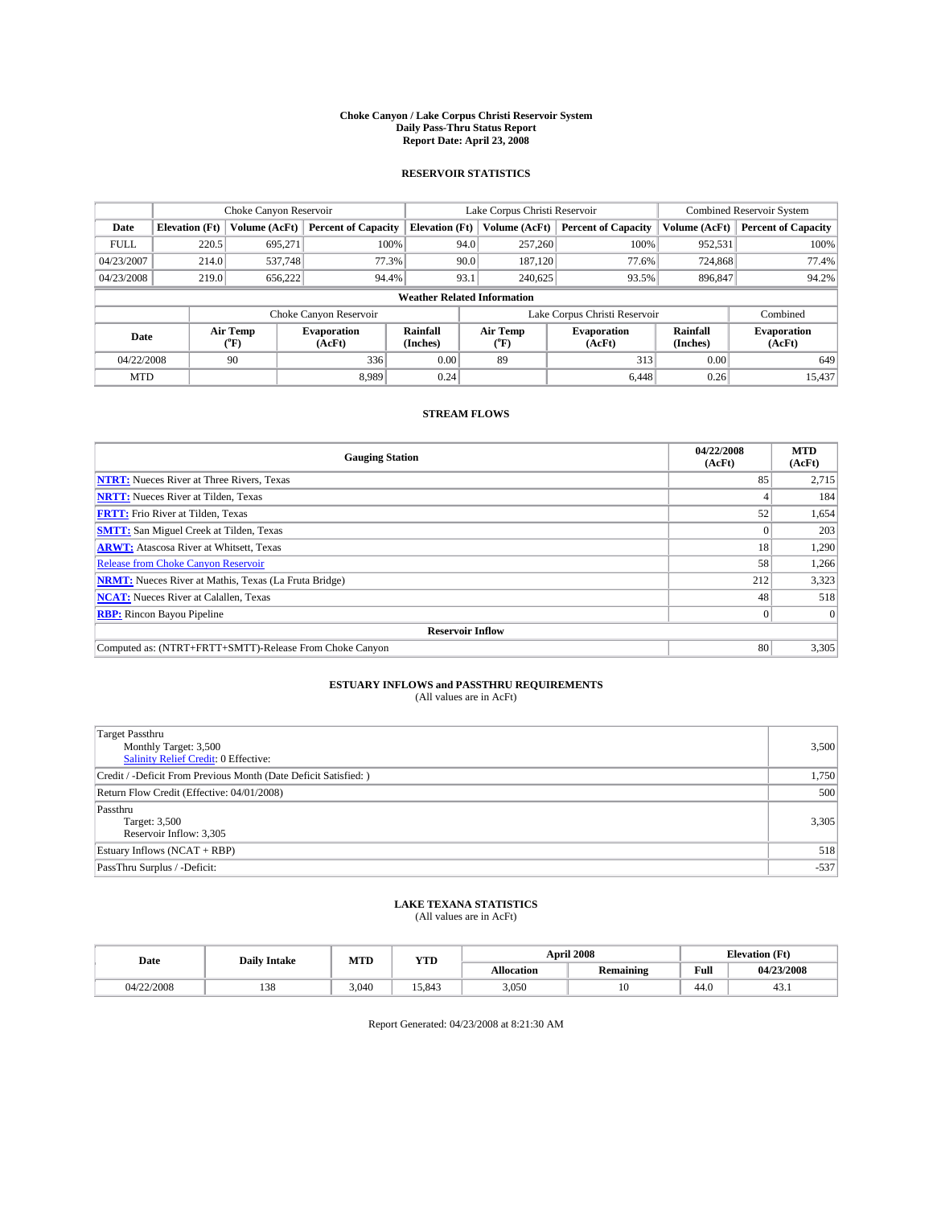# Choke Canyon / Lake Corpus Christi Reservoir System
## Daily Pass-Thru Status Report
### Report Date: April 23, 2008

## RESERVOIR STATISTICS

| | Choke Canyon Reservoir | | | Lake Corpus Christi Reservoir | | | Combined Reservoir System | |
|---|---|---|---|---|---|---|---|---|
| Date | Elevation (Ft) | Volume (AcFt) | Percent of Capacity | Elevation (Ft) | Volume (AcFt) | Percent of Capacity | Volume (AcFt) | Percent of Capacity |
| FULL | 220.5 | 695,271 | 100% | 94.0 | 257,260 | 100% | 952,531 | 100% |
| 04/23/2007 | 214.0 | 537,748 | 77.3% | 90.0 | 187,120 | 77.6% | 724,868 | 77.4% |
| 04/23/2008 | 219.0 | 656,222 | 94.4% | 93.1 | 240,625 | 93.5% | 896,847 | 94.2% |

**Weather Related Information**

| | Choke Canyon Reservoir | | | Lake Corpus Christi Reservoir | | | Combined |
|---|---|---|---|---|---|---|---|
| Date | Air Temp (°F) | Evaporation (AcFt) | Rainfall (Inches) | Air Temp (°F) | Evaporation (AcFt) | Rainfall (Inches) | Evaporation (AcFt) |
| 04/22/2008 | 90 | 336 | 0.00 | 89 | 313 | 0.00 | 649 |
| MTD | | 8,989 | 0.24 | | 6,448 | 0.26 | 15,437 |

## STREAM FLOWS

| Gauging Station | 04/22/2008 (AcFt) | MTD (AcFt) |
|---|---|---|
| **NTRT:** Nueces River at Three Rivers, Texas | 85 | 2,715 |
| **NRTT:** Nueces River at Tilden, Texas | 4 | 184 |
| **FRTT:** Frio River at Tilden, Texas | 52 | 1,654 |
| **SMTT:** San Miguel Creek at Tilden, Texas | 0 | 203 |
| **ARWT:** Atascosa River at Whitsett, Texas | 18 | 1,290 |
| Release from Choke Canyon Reservoir | 58 | 1,266 |
| **NRMT:** Nueces River at Mathis, Texas (La Fruta Bridge) | 212 | 3,323 |
| **NCAT:** Nueces River at Calallen, Texas | 48 | 518 |
| **RBP:** Rincon Bayou Pipeline | 0 | 0 |
| **Reservoir Inflow** | | |
| Computed as: (NTRT+FRTT+SMTT)-Release From Choke Canyon | 80 | 3,305 |

## ESTUARY INFLOWS and PASSTHRU REQUIREMENTS
(All values are in AcFt)

| | |
|---|---|
| Target Passthru<br>Monthly Target: 3,500<br>Salinity Relief Credit: 0 Effective: | 3,500 |
| Credit / -Deficit From Previous Month (Date Deficit Satisfied: ) | 1,750 |
| Return Flow Credit (Effective: 04/01/2008) | 500 |
| Passthru<br>Target: 3,500<br>Reservoir Inflow: 3,305 | 3,305 |
| Estuary Inflows (NCAT + RBP) | 518 |
| PassThru Surplus / -Deficit: | -537 |

## LAKE TEXANA STATISTICS
(All values are in AcFt)

| Date | Daily Intake | MTD | YTD | April 2008 | | Elevation (Ft) | |
|---|---|---|---|---|---|---|---|
| | | | | Allocation | Remaining | Full | 04/23/2008 |
| 04/22/2008 | 138 | 3,040 | 15,843 | 3,050 | 10 | 44.0 | 43.1 |

Report Generated: 04/23/2008 at 8:21:30 AM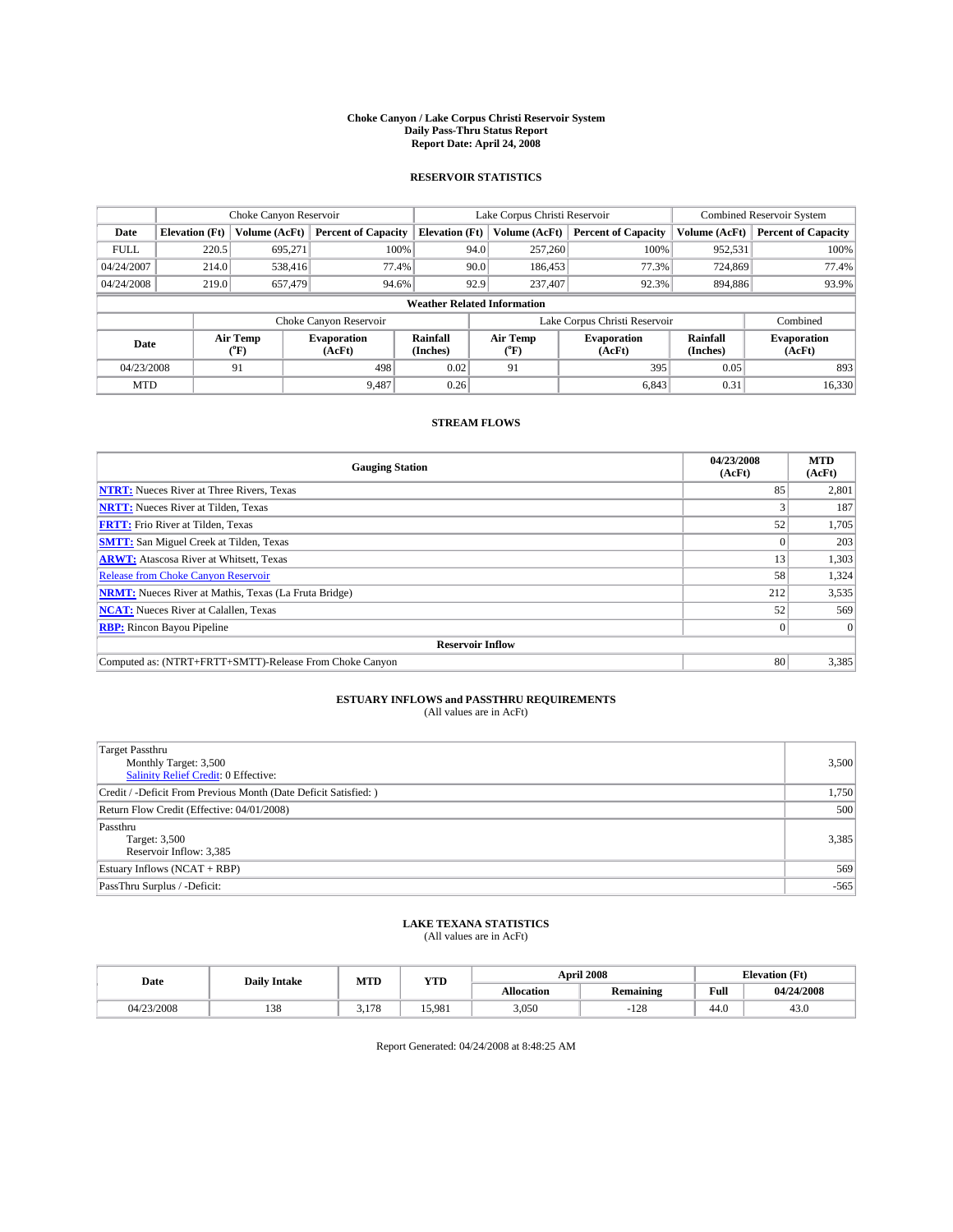# Choke Canyon / Lake Corpus Christi Reservoir System
## Daily Pass-Thru Status Report
## Report Date: April 24, 2008

### RESERVOIR STATISTICS

| | Choke Canyon Reservoir | | | Lake Corpus Christi Reservoir | | | Combined Reservoir System | |
|---|---|---|---|---|---|---|---|---|
| Date | Elevation (Ft) | Volume (AcFt) | Percent of Capacity | Elevation (Ft) | Volume (AcFt) | Percent of Capacity | Volume (AcFt) | Percent of Capacity |
| FULL | 220.5 | 695,271 | 100% | 94.0 | 257,260 | 100% | 952,531 | 100% |
| 04/24/2007 | 214.0 | 538,416 | 77.4% | 90.0 | 186,453 | 77.3% | 724,869 | 77.4% |
| 04/24/2008 | 219.0 | 657,479 | 94.6% | 92.9 | 237,407 | 92.3% | 894,886 | 93.9% |

**Weather Related Information**

| | Choke Canyon Reservoir | | | Lake Corpus Christi Reservoir | | | Combined |
|---|---|---|---|---|---|---|---|
| Date | Air Temp (°F) | Evaporation (AcFt) | Rainfall (Inches) | Air Temp (°F) | Evaporation (AcFt) | Rainfall (Inches) | Evaporation (AcFt) |
| 04/23/2008 | 91 | 498 | 0.02 | 91 | 395 | 0.05 | 893 |
| MTD | | 9,487 | 0.26 | | 6,843 | 0.31 | 16,330 |

### STREAM FLOWS

| Gauging Station | 04/23/2008 (AcFt) | MTD (AcFt) |
|---|---|---|
| NTRT: Nueces River at Three Rivers, Texas | 85 | 2,801 |
| NRTT: Nueces River at Tilden, Texas | 3 | 187 |
| FRTT: Frio River at Tilden, Texas | 52 | 1,705 |
| SMTT: San Miguel Creek at Tilden, Texas | 0 | 203 |
| ARWT: Atascosa River at Whitsett, Texas | 13 | 1,303 |
| Release from Choke Canyon Reservoir | 58 | 1,324 |
| NRMT: Nueces River at Mathis, Texas (La Fruta Bridge) | 212 | 3,535 |
| NCAT: Nueces River at Calallen, Texas | 52 | 569 |
| RBP: Rincon Bayou Pipeline | 0 | 0 |
| **Reservoir Inflow** | | |
| Computed as: (NTRT+FRTT+SMTT)-Release From Choke Canyon | 80 | 3,385 |

### ESTUARY INFLOWS and PASSTHRU REQUIREMENTS
(All values are in AcFt)

| | |
|---|---|
| Target Passthru<br>Monthly Target: 3,500<br>Salinity Relief Credit: 0 Effective: | 3,500 |
| Credit / -Deficit From Previous Month (Date Deficit Satisfied: ) | 1,750 |
| Return Flow Credit (Effective: 04/01/2008) | 500 |
| Passthru<br>Target: 3,500<br>Reservoir Inflow: 3,385 | 3,385 |
| Estuary Inflows (NCAT + RBP) | 569 |
| PassThru Surplus / -Deficit: | -565 |

### LAKE TEXANA STATISTICS
(All values are in AcFt)

| Date | Daily Intake | MTD | YTD | April 2008 | | Elevation (Ft) | |
|---|---|---|---|---|---|---|---|
| | | | | Allocation | Remaining | Full | 04/24/2008 |
| 04/23/2008 | 138 | 3,178 | 15,981 | 3,050 | -128 | 44.0 | 43.0 |

Report Generated: 04/24/2008 at 8:48:25 AM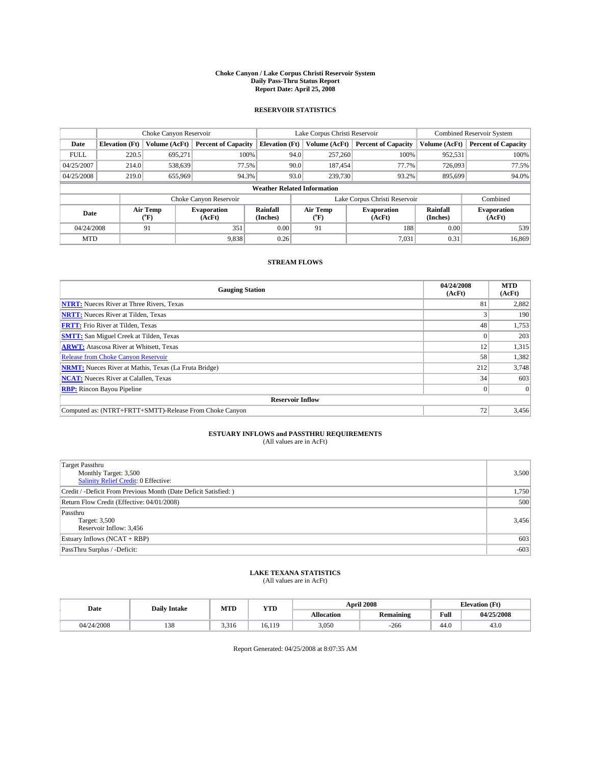# Choke Canyon / Lake Corpus Christi Reservoir System
## Daily Pass-Thru Status Report
### Report Date: April 25, 2008

## RESERVOIR STATISTICS

| | Choke Canyon Reservoir | | | Lake Corpus Christi Reservoir | | | Combined Reservoir System | |
|---|---|---|---|---|---|---|---|---|
| Date | Elevation (Ft) | Volume (AcFt) | Percent of Capacity | Elevation (Ft) | Volume (AcFt) | Percent of Capacity | Volume (AcFt) | Percent of Capacity |
| FULL | 220.5 | 695,271 | 100% | 94.0 | 257,260 | 100% | 952,531 | 100% |
| 04/25/2007 | 214.0 | 538,639 | 77.5% | 90.0 | 187,454 | 77.7% | 726,093 | 77.5% |
| 04/25/2008 | 219.0 | 655,969 | 94.3% | 93.0 | 239,730 | 93.2% | 895,699 | 94.0% |

**Weather Related Information**

| | Choke Canyon Reservoir | | | Lake Corpus Christi Reservoir | | | Combined |
|---|---|---|---|---|---|---|---|
| Date | Air Temp (°F) | Evaporation (AcFt) | Rainfall (Inches) | Air Temp (°F) | Evaporation (AcFt) | Rainfall (Inches) | Evaporation (AcFt) |
| 04/24/2008 | 91 | 351 | 0.00 | 91 | 188 | 0.00 | 539 |
| MTD | | 9,838 | 0.26 | | 7,031 | 0.31 | 16,869 |

## STREAM FLOWS

| Gauging Station | 04/24/2008 (AcFt) | MTD (AcFt) |
|---|---|---|
| NTRT: Nueces River at Three Rivers, Texas | 81 | 2,882 |
| NRTT: Nueces River at Tilden, Texas | 3 | 190 |
| FRTT: Frio River at Tilden, Texas | 48 | 1,753 |
| SMTT: San Miguel Creek at Tilden, Texas | 0 | 203 |
| ARWT: Atascosa River at Whitsett, Texas | 12 | 1,315 |
| Release from Choke Canyon Reservoir | 58 | 1,382 |
| NRMT: Nueces River at Mathis, Texas (La Fruta Bridge) | 212 | 3,748 |
| NCAT: Nueces River at Calallen, Texas | 34 | 603 |
| RBP: Rincon Bayou Pipeline | 0 | 0 |
| **Reservoir Inflow** | | |
| Computed as: (NTRT+FRTT+SMTT)-Release From Choke Canyon | 72 | 3,456 |

## ESTUARY INFLOWS and PASSTHRU REQUIREMENTS
(All values are in AcFt)

| | |
|---|---|
| Target Passthru<br>Monthly Target: 3,500<br>Salinity Relief Credit: 0 Effective: | 3,500 |
| Credit / -Deficit From Previous Month (Date Deficit Satisfied: ) | 1,750 |
| Return Flow Credit (Effective: 04/01/2008) | 500 |
| Passthru<br>Target: 3,500<br>Reservoir Inflow: 3,456 | 3,456 |
| Estuary Inflows (NCAT + RBP) | 603 |
| PassThru Surplus / -Deficit: | -603 |

## LAKE TEXANA STATISTICS
(All values are in AcFt)

| Date | Daily Intake | MTD | YTD | April 2008 | | Elevation (Ft) | |
|---|---|---|---|---|---|---|---|
| | | | | Allocation | Remaining | Full | 04/25/2008 |
| 04/24/2008 | 138 | 3,316 | 16,119 | 3,050 | -266 | 44.0 | 43.0 |

Report Generated: 04/25/2008 at 8:07:35 AM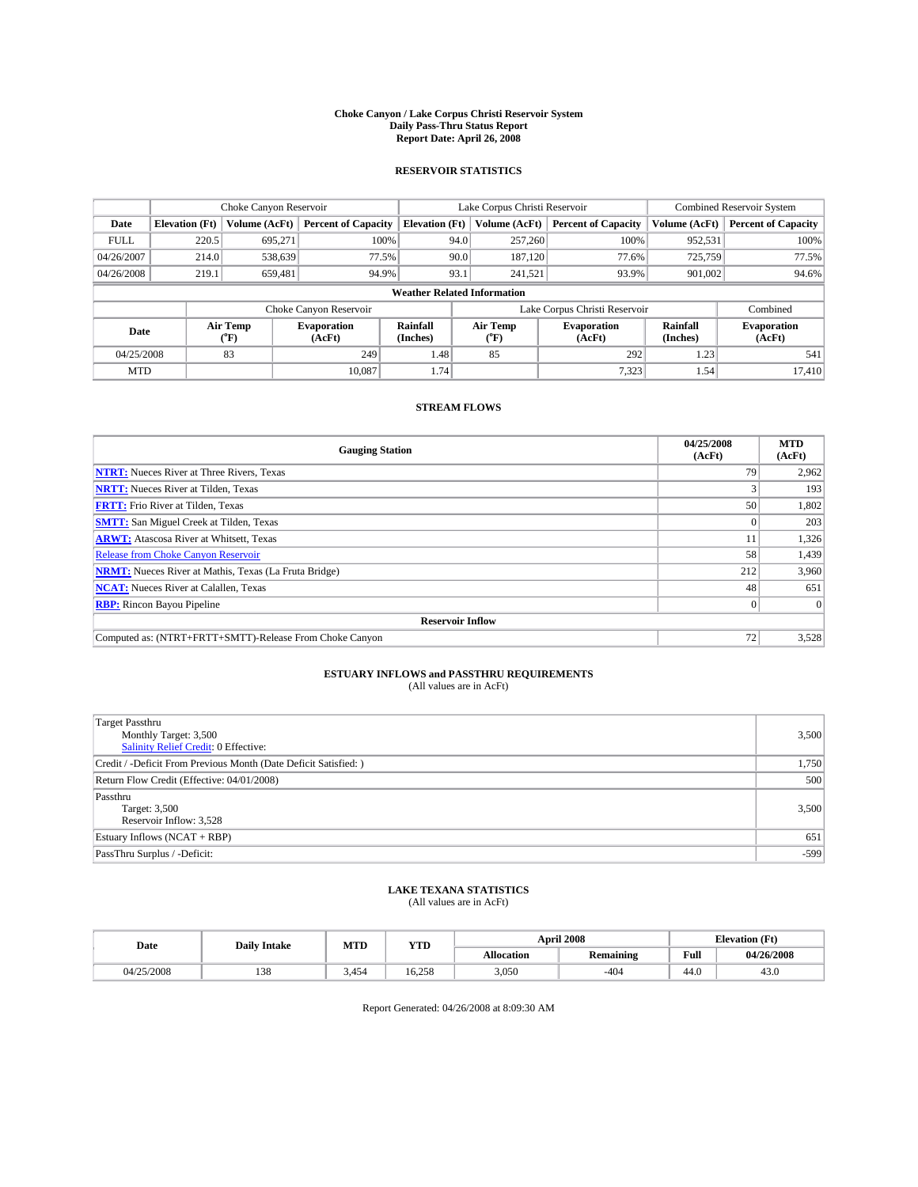# Choke Canyon / Lake Corpus Christi Reservoir System
## Daily Pass-Thru Status Report
### Report Date: April 26, 2008

## RESERVOIR STATISTICS

| | Choke Canyon Reservoir | | | Lake Corpus Christi Reservoir | | | Combined Reservoir System | |
|---|---|---|---|---|---|---|---|---|
| Date | Elevation (Ft) | Volume (AcFt) | Percent of Capacity | Elevation (Ft) | Volume (AcFt) | Percent of Capacity | Volume (AcFt) | Percent of Capacity |
| FULL | 220.5 | 695,271 | 100% | 94.0 | 257,260 | 100% | 952,531 | 100% |
| 04/26/2007 | 214.0 | 538,639 | 77.5% | 90.0 | 187,120 | 77.6% | 725,759 | 77.5% |
| 04/26/2008 | 219.1 | 659,481 | 94.9% | 93.1 | 241,521 | 93.9% | 901,002 | 94.6% |

**Weather Related Information**

| | Choke Canyon Reservoir | | | Lake Corpus Christi Reservoir | | | Combined |
|---|---|---|---|---|---|---|---|
| Date | Air Temp (°F) | Evaporation (AcFt) | Rainfall (Inches) | Air Temp (°F) | Evaporation (AcFt) | Rainfall (Inches) | Evaporation (AcFt) |
| 04/25/2008 | 83 | 249 | 1.48 | 85 | 292 | 1.23 | 541 |
| MTD | | 10,087 | 1.74 | | 7,323 | 1.54 | 17,410 |

## STREAM FLOWS

| Gauging Station | 04/25/2008 (AcFt) | MTD (AcFt) |
|---|---|---|
| **NTRT:** Nueces River at Three Rivers, Texas | 79 | 2,962 |
| **NRTT:** Nueces River at Tilden, Texas | 3 | 193 |
| **FRTT:** Frio River at Tilden, Texas | 50 | 1,802 |
| **SMTT:** San Miguel Creek at Tilden, Texas | 0 | 203 |
| **ARWT:** Atascosa River at Whitsett, Texas | 11 | 1,326 |
| Release from Choke Canyon Reservoir | 58 | 1,439 |
| **NRMT:** Nueces River at Mathis, Texas (La Fruta Bridge) | 212 | 3,960 |
| **NCAT:** Nueces River at Calallen, Texas | 48 | 651 |
| **RBP:** Rincon Bayou Pipeline | 0 | 0 |
| **Reservoir Inflow** | | |
| Computed as: (NTRT+FRTT+SMTT)-Release From Choke Canyon | 72 | 3,528 |

## ESTUARY INFLOWS and PASSTHRU REQUIREMENTS
(All values are in AcFt)

| | |
|---|---|
| Target Passthru<br>Monthly Target: 3,500<br>Salinity Relief Credit: 0 Effective: | 3,500 |
| Credit / -Deficit From Previous Month (Date Deficit Satisfied: ) | 1,750 |
| Return Flow Credit (Effective: 04/01/2008) | 500 |
| Passthru<br>Target: 3,500<br>Reservoir Inflow: 3,528 | 3,500 |
| Estuary Inflows (NCAT + RBP) | 651 |
| PassThru Surplus / -Deficit: | -599 |

## LAKE TEXANA STATISTICS
(All values are in AcFt)

| Date | Daily Intake | MTD | YTD | April 2008 | | Elevation (Ft) | |
|---|---|---|---|---|---|---|---|
| | | | | Allocation | Remaining | Full | 04/26/2008 |
| 04/25/2008 | 138 | 3,454 | 16,258 | 3,050 | -404 | 44.0 | 43.0 |

Report Generated: 04/26/2008 at 8:09:30 AM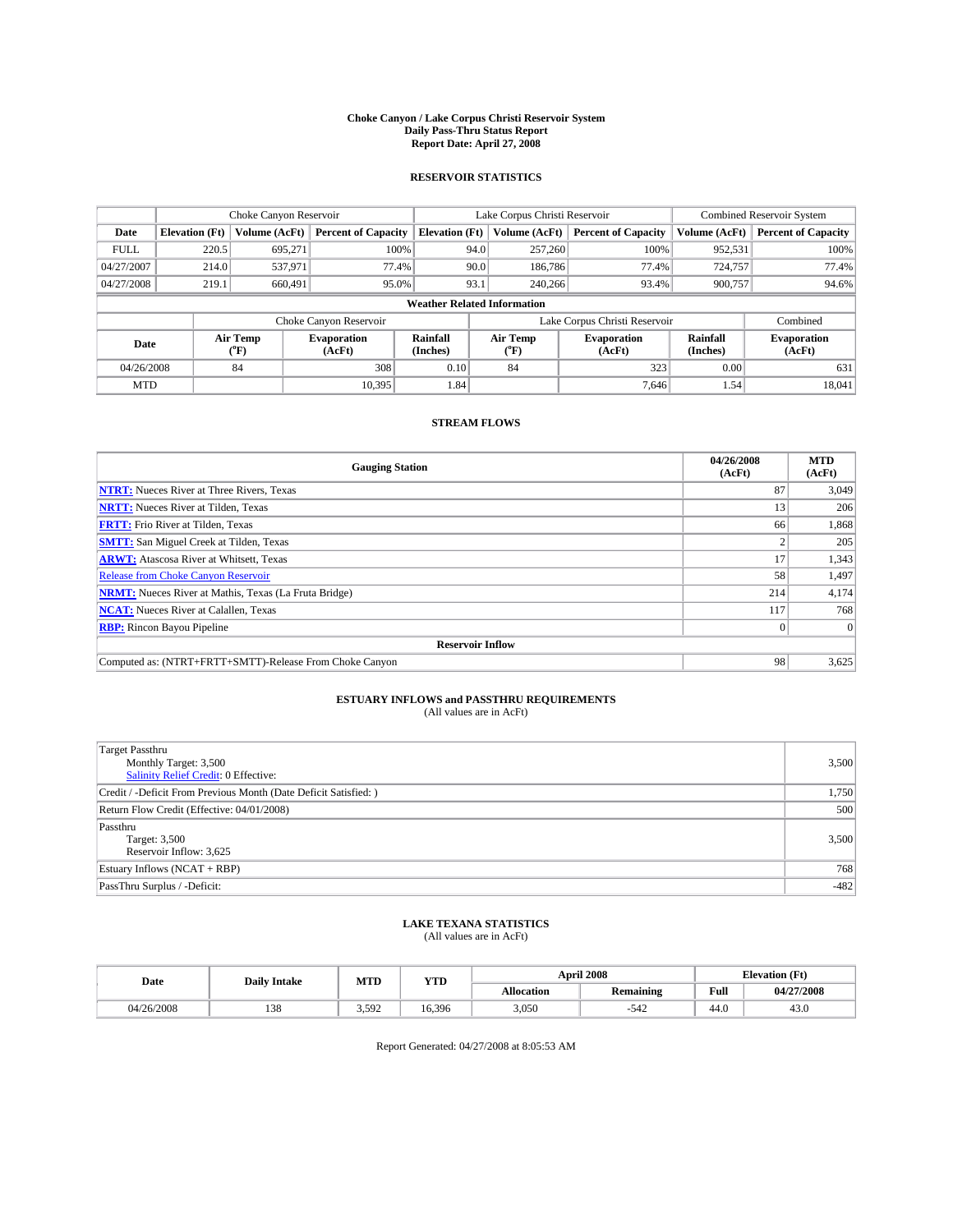# Choke Canyon / Lake Corpus Christi Reservoir System
## Daily Pass-Thru Status Report
### Report Date: April 27, 2008

## RESERVOIR STATISTICS

| | Choke Canyon Reservoir | | | Lake Corpus Christi Reservoir | | | Combined Reservoir System | |
|---|---|---|---|---|---|---|---|---|
| Date | Elevation (Ft) | Volume (AcFt) | Percent of Capacity | Elevation (Ft) | Volume (AcFt) | Percent of Capacity | Volume (AcFt) | Percent of Capacity |
| FULL | 220.5 | 695,271 | 100% | 94.0 | 257,260 | 100% | 952,531 | 100% |
| 04/27/2007 | 214.0 | 537,971 | 77.4% | 90.0 | 186,786 | 77.4% | 724,757 | 77.4% |
| 04/27/2008 | 219.1 | 660,491 | 95.0% | 93.1 | 240,266 | 93.4% | 900,757 | 94.6% |

**Weather Related Information**

| | Choke Canyon Reservoir | | | Lake Corpus Christi Reservoir | | | Combined |
|---|---|---|---|---|---|---|---|
| Date | Air Temp (°F) | Evaporation (AcFt) | Rainfall (Inches) | Air Temp (°F) | Evaporation (AcFt) | Rainfall (Inches) | Evaporation (AcFt) |
| 04/26/2008 | 84 | 308 | 0.10 | 84 | 323 | 0.00 | 631 |
| MTD | | 10,395 | 1.84 | | 7,646 | 1.54 | 18,041 |

## STREAM FLOWS

| Gauging Station | 04/26/2008 (AcFt) | MTD (AcFt) |
|---|---|---|
| NTRT: Nueces River at Three Rivers, Texas | 87 | 3,049 |
| NRTT: Nueces River at Tilden, Texas | 13 | 206 |
| FRTT: Frio River at Tilden, Texas | 66 | 1,868 |
| SMTT: San Miguel Creek at Tilden, Texas | 2 | 205 |
| ARWT: Atascosa River at Whitsett, Texas | 17 | 1,343 |
| Release from Choke Canyon Reservoir | 58 | 1,497 |
| NRMT: Nueces River at Mathis, Texas (La Fruta Bridge) | 214 | 4,174 |
| NCAT: Nueces River at Calallen, Texas | 117 | 768 |
| RBP: Rincon Bayou Pipeline | 0 | 0 |
| **Reservoir Inflow** | | |
| Computed as: (NTRT+FRTT+SMTT)-Release From Choke Canyon | 98 | 3,625 |

## ESTUARY INFLOWS and PASSTHRU REQUIREMENTS
(All values are in AcFt)

| | |
|---|---|
| Target Passthru<br>Monthly Target: 3,500<br>Salinity Relief Credit: 0 Effective: | 3,500 |
| Credit / -Deficit From Previous Month (Date Deficit Satisfied: ) | 1,750 |
| Return Flow Credit (Effective: 04/01/2008) | 500 |
| Passthru<br>Target: 3,500<br>Reservoir Inflow: 3,625 | 3,500 |
| Estuary Inflows (NCAT + RBP) | 768 |
| PassThru Surplus / -Deficit: | -482 |

## LAKE TEXANA STATISTICS
(All values are in AcFt)

| Date | Daily Intake | MTD | YTD | April 2008 | | Elevation (Ft) | |
|---|---|---|---|---|---|---|---|
| | | | | Allocation | Remaining | Full | 04/27/2008 |
| 04/26/2008 | 138 | 3,592 | 16,396 | 3,050 | -542 | 44.0 | 43.0 |

Report Generated: 04/27/2008 at 8:05:53 AM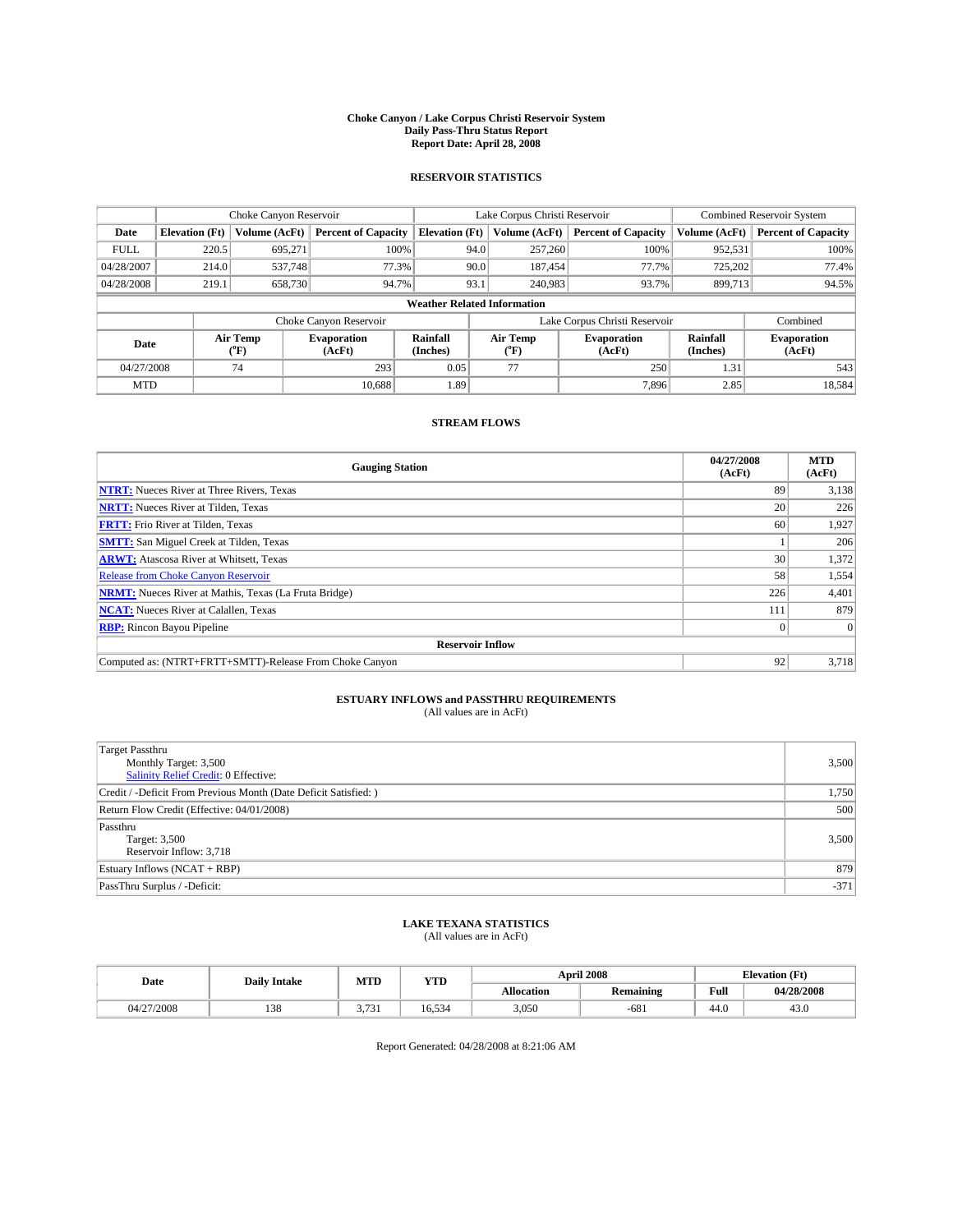# Choke Canyon / Lake Corpus Christi Reservoir System
## Daily Pass-Thru Status Report
## Report Date: April 28, 2008

### RESERVOIR STATISTICS

| | Choke Canyon Reservoir | | | Lake Corpus Christi Reservoir | | | Combined Reservoir System | |
|---|---|---|---|---|---|---|---|---|
| Date | Elevation (Ft) | Volume (AcFt) | Percent of Capacity | Elevation (Ft) | Volume (AcFt) | Percent of Capacity | Volume (AcFt) | Percent of Capacity |
| FULL | 220.5 | 695,271 | 100% | 94.0 | 257,260 | 100% | 952,531 | 100% |
| 04/28/2007 | 214.0 | 537,748 | 77.3% | 90.0 | 187,454 | 77.7% | 725,202 | 77.4% |
| 04/28/2008 | 219.1 | 658,730 | 94.7% | 93.1 | 240,983 | 93.7% | 899,713 | 94.5% |

**Weather Related Information**

| | Choke Canyon Reservoir | | | Lake Corpus Christi Reservoir | | | Combined |
|---|---|---|---|---|---|---|---|
| Date | Air Temp (°F) | Evaporation (AcFt) | Rainfall (Inches) | Air Temp (°F) | Evaporation (AcFt) | Rainfall (Inches) | Evaporation (AcFt) |
| 04/27/2008 | 74 | 293 | 0.05 | 77 | 250 | 1.31 | 543 |
| MTD | | 10,688 | 1.89 | | 7,896 | 2.85 | 18,584 |

### STREAM FLOWS

| Gauging Station | 04/27/2008 (AcFt) | MTD (AcFt) |
|---|---|---|
| **NTRT:** Nueces River at Three Rivers, Texas | 89 | 3,138 |
| **NRTT:** Nueces River at Tilden, Texas | 20 | 226 |
| **FRTT:** Frio River at Tilden, Texas | 60 | 1,927 |
| **SMTT:** San Miguel Creek at Tilden, Texas | 1 | 206 |
| **ARWT:** Atascosa River at Whitsett, Texas | 30 | 1,372 |
| Release from Choke Canyon Reservoir | 58 | 1,554 |
| **NRMT:** Nueces River at Mathis, Texas (La Fruta Bridge) | 226 | 4,401 |
| **NCAT:** Nueces River at Calallen, Texas | 111 | 879 |
| **RBP:** Rincon Bayou Pipeline | 0 | 0 |
| **Reservoir Inflow** | | |
| Computed as: (NTRT+FRTT+SMTT)-Release From Choke Canyon | 92 | 3,718 |

### ESTUARY INFLOWS and PASSTHRU REQUIREMENTS
(All values are in AcFt)

| | |
|---|---|
| Target Passthru<br>Monthly Target: 3,500<br>Salinity Relief Credit: 0 Effective: | 3,500 |
| Credit / -Deficit From Previous Month (Date Deficit Satisfied: ) | 1,750 |
| Return Flow Credit (Effective: 04/01/2008) | 500 |
| Passthru<br>Target: 3,500<br>Reservoir Inflow: 3,718 | 3,500 |
| Estuary Inflows (NCAT + RBP) | 879 |
| PassThru Surplus / -Deficit: | -371 |

### LAKE TEXANA STATISTICS
(All values are in AcFt)

| Date | Daily Intake | MTD | YTD | April 2008 | | Elevation (Ft) | |
|---|---|---|---|---|---|---|---|
| | | | | Allocation | Remaining | Full | 04/28/2008 |
| 04/27/2008 | 138 | 3,731 | 16,534 | 3,050 | -681 | 44.0 | 43.0 |

Report Generated: 04/28/2008 at 8:21:06 AM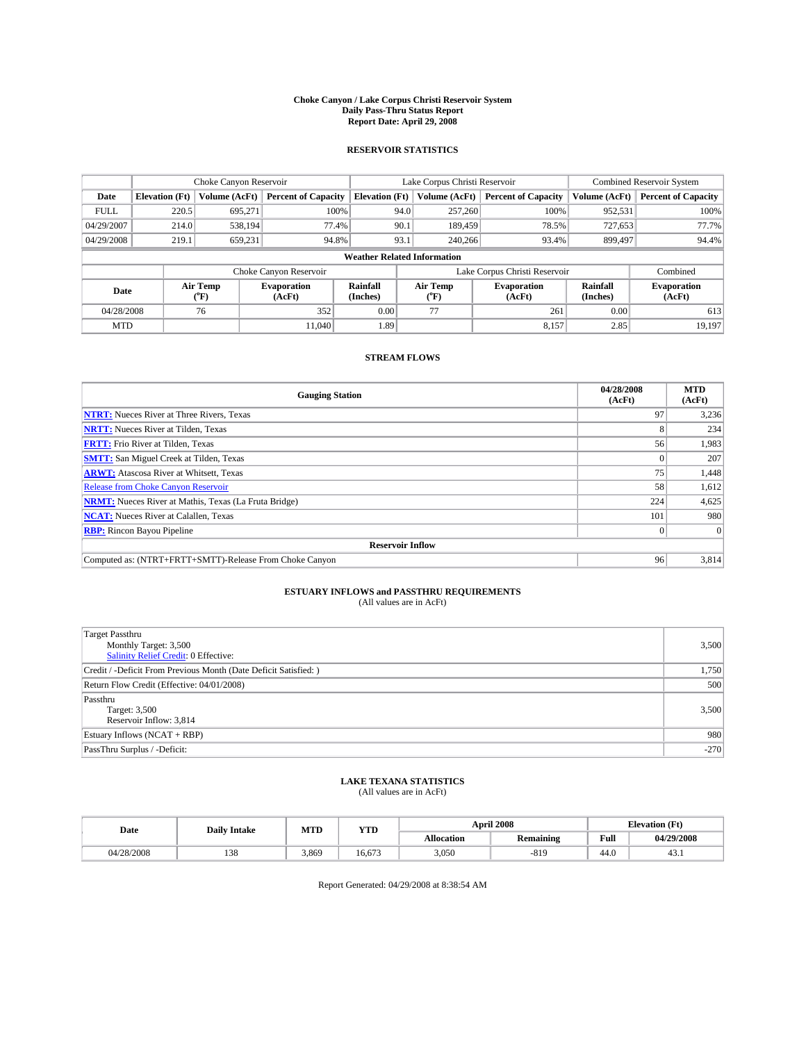# Choke Canyon / Lake Corpus Christi Reservoir System
## Daily Pass-Thru Status Report
## Report Date: April 29, 2008

### RESERVOIR STATISTICS

| | Choke Canyon Reservoir | | | Lake Corpus Christi Reservoir | | | Combined Reservoir System | |
|---|---|---|---|---|---|---|---|---|
| Date | Elevation (Ft) | Volume (AcFt) | Percent of Capacity | Elevation (Ft) | Volume (AcFt) | Percent of Capacity | Volume (AcFt) | Percent of Capacity |
| FULL | 220.5 | 695,271 | 100% | 94.0 | 257,260 | 100% | 952,531 | 100% |
| 04/29/2007 | 214.0 | 538,194 | 77.4% | 90.1 | 189,459 | 78.5% | 727,653 | 77.7% |
| 04/29/2008 | 219.1 | 659,231 | 94.8% | 93.1 | 240,266 | 93.4% | 899,497 | 94.4% |

**Weather Related Information**

| | Choke Canyon Reservoir | | | Lake Corpus Christi Reservoir | | | Combined |
|---|---|---|---|---|---|---|---|
| Date | Air Temp (°F) | Evaporation (AcFt) | Rainfall (Inches) | Air Temp (°F) | Evaporation (AcFt) | Rainfall (Inches) | Evaporation (AcFt) |
| 04/28/2008 | 76 | 352 | 0.00 | 77 | 261 | 0.00 | 613 |
| MTD | | 11,040 | 1.89 | | 8,157 | 2.85 | 19,197 |

### STREAM FLOWS

| Gauging Station | 04/28/2008 (AcFt) | MTD (AcFt) |
|---|---|---|
| NTRT: Nueces River at Three Rivers, Texas | 97 | 3,236 |
| NRTT: Nueces River at Tilden, Texas | 8 | 234 |
| FRTT: Frio River at Tilden, Texas | 56 | 1,983 |
| SMTT: San Miguel Creek at Tilden, Texas | 0 | 207 |
| ARWT: Atascosa River at Whitsett, Texas | 75 | 1,448 |
| Release from Choke Canyon Reservoir | 58 | 1,612 |
| NRMT: Nueces River at Mathis, Texas (La Fruta Bridge) | 224 | 4,625 |
| NCAT: Nueces River at Calallen, Texas | 101 | 980 |
| RBP: Rincon Bayou Pipeline | 0 | 0 |
| **Reservoir Inflow** | | |
| Computed as: (NTRT+FRTT+SMTT)-Release From Choke Canyon | 96 | 3,814 |

### ESTUARY INFLOWS and PASSTHRU REQUIREMENTS
(All values are in AcFt)

| | |
|---|---|
| Target Passthru<br>Monthly Target: 3,500<br>Salinity Relief Credit: 0 Effective: | 3,500 |
| Credit / -Deficit From Previous Month (Date Deficit Satisfied: ) | 1,750 |
| Return Flow Credit (Effective: 04/01/2008) | 500 |
| Passthru<br>Target: 3,500<br>Reservoir Inflow: 3,814 | 3,500 |
| Estuary Inflows (NCAT + RBP) | 980 |
| PassThru Surplus / -Deficit: | -270 |

### LAKE TEXANA STATISTICS
(All values are in AcFt)

| Date | Daily Intake | MTD | YTD | April 2008 | | Elevation (Ft) | |
|---|---|---|---|---|---|---|---|
| | | | | Allocation | Remaining | Full | 04/29/2008 |
| 04/28/2008 | 138 | 3,869 | 16,673 | 3,050 | -819 | 44.0 | 43.1 |

Report Generated: 04/29/2008 at 8:38:54 AM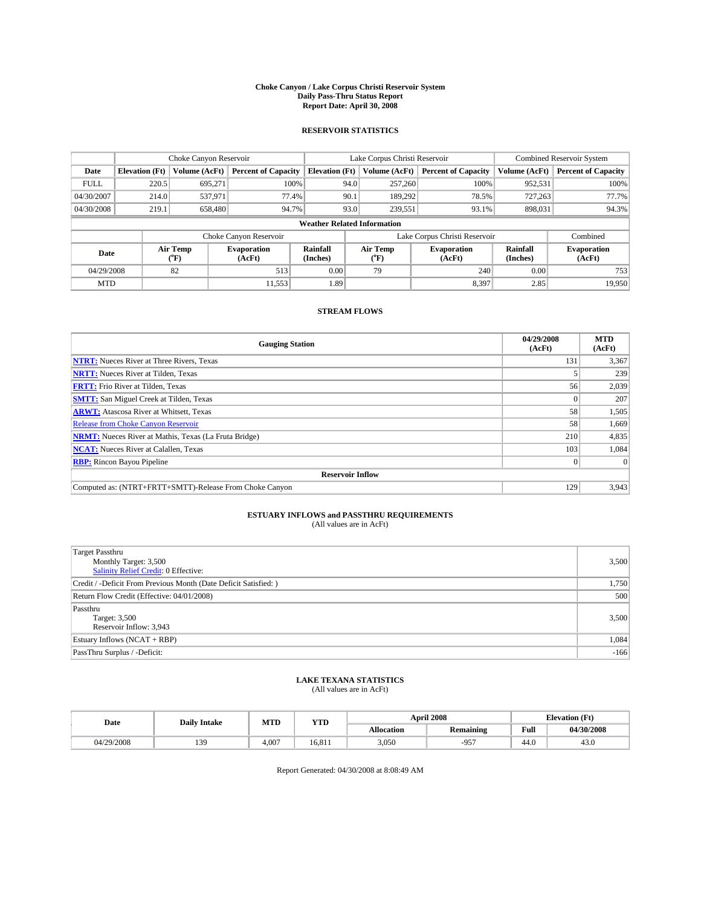# Choke Canyon / Lake Corpus Christi Reservoir System
## Daily Pass-Thru Status Report
## Report Date: April 30, 2008

### RESERVOIR STATISTICS

| | Choke Canyon Reservoir | | | Lake Corpus Christi Reservoir | | | Combined Reservoir System | |
|---|---|---|---|---|---|---|---|---|
| Date | Elevation (Ft) | Volume (AcFt) | Percent of Capacity | Elevation (Ft) | Volume (AcFt) | Percent of Capacity | Volume (AcFt) | Percent of Capacity |
| FULL | 220.5 | 695,271 | 100% | 94.0 | 257,260 | 100% | 952,531 | 100% |
| 04/30/2007 | 214.0 | 537,971 | 77.4% | 90.1 | 189,292 | 78.5% | 727,263 | 77.7% |
| 04/30/2008 | 219.1 | 658,480 | 94.7% | 93.0 | 239,551 | 93.1% | 898,031 | 94.3% |

**Weather Related Information**

| | Choke Canyon Reservoir | | | Lake Corpus Christi Reservoir | | | Combined |
|---|---|---|---|---|---|---|---|
| Date | Air Temp (°F) | Evaporation (AcFt) | Rainfall (Inches) | Air Temp (°F) | Evaporation (AcFt) | Rainfall (Inches) | Evaporation (AcFt) |
| 04/29/2008 | 82 | 513 | 0.00 | 79 | 240 | 0.00 | 753 |
| MTD | | 11,553 | 1.89 | | 8,397 | 2.85 | 19,950 |

### STREAM FLOWS

| Gauging Station | 04/29/2008 (AcFt) | MTD (AcFt) |
|---|---|---|
| NTRT: Nueces River at Three Rivers, Texas | 131 | 3,367 |
| NRTT: Nueces River at Tilden, Texas | 5 | 239 |
| FRTT: Frio River at Tilden, Texas | 56 | 2,039 |
| SMTT: San Miguel Creek at Tilden, Texas | 0 | 207 |
| ARWT: Atascosa River at Whitsett, Texas | 58 | 1,505 |
| Release from Choke Canyon Reservoir | 58 | 1,669 |
| NRMT: Nueces River at Mathis, Texas (La Fruta Bridge) | 210 | 4,835 |
| NCAT: Nueces River at Calallen, Texas | 103 | 1,084 |
| RBP: Rincon Bayou Pipeline | 0 | 0 |
| **Reservoir Inflow** | | |
| Computed as: (NTRT+FRTT+SMTT)-Release From Choke Canyon | 129 | 3,943 |

### ESTUARY INFLOWS and PASSTHRU REQUIREMENTS
(All values are in AcFt)

| | |
|---|---|
| Target Passthru<br>Monthly Target: 3,500<br>Salinity Relief Credit: 0 Effective: | 3,500 |
| Credit / -Deficit From Previous Month (Date Deficit Satisfied: ) | 1,750 |
| Return Flow Credit (Effective: 04/01/2008) | 500 |
| Passthru<br>Target: 3,500<br>Reservoir Inflow: 3,943 | 3,500 |
| Estuary Inflows (NCAT + RBP) | 1,084 |
| PassThru Surplus / -Deficit: | -166 |

### LAKE TEXANA STATISTICS
(All values are in AcFt)

| Date | Daily Intake | MTD | YTD | April 2008 | | Elevation (Ft) | |
|---|---|---|---|---|---|---|---|
| | | | | Allocation | Remaining | Full | 04/30/2008 |
| 04/29/2008 | 139 | 4,007 | 16,811 | 3,050 | -957 | 44.0 | 43.0 |

Report Generated: 04/30/2008 at 8:08:49 AM